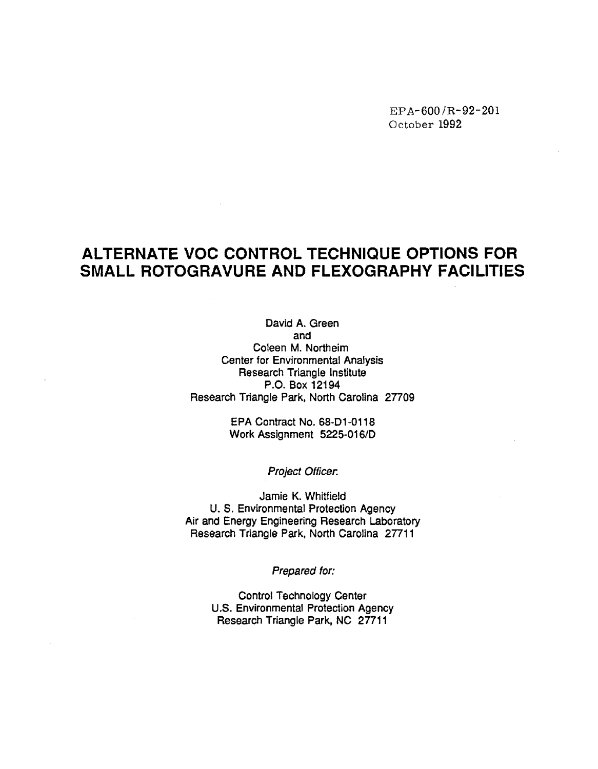EPA-600/R-92-201
October 1992

# ALTERNATE VOC CONTROL TECHNIQUE OPTIONS FOR SMALL ROTOGRAVURE AND FLEXOGRAPHY FACILITIES

David A. Green
and
Coleen M. Northeim
Center for Environmental Analysis
Research Triangle Institute
P.O. Box 12194
Research Triangle Park, North Carolina 27709

EPA Contract No. 68-D1-0118
Work Assignment 5225-016/D

*Project Officer:*

Jamie K. Whitfield
U. S. Environmental Protection Agency
Air and Energy Engineering Research Laboratory
Research Triangle Park, North Carolina 27711

*Prepared for:*

Control Technology Center
U.S. Environmental Protection Agency
Research Triangle Park, NC 27711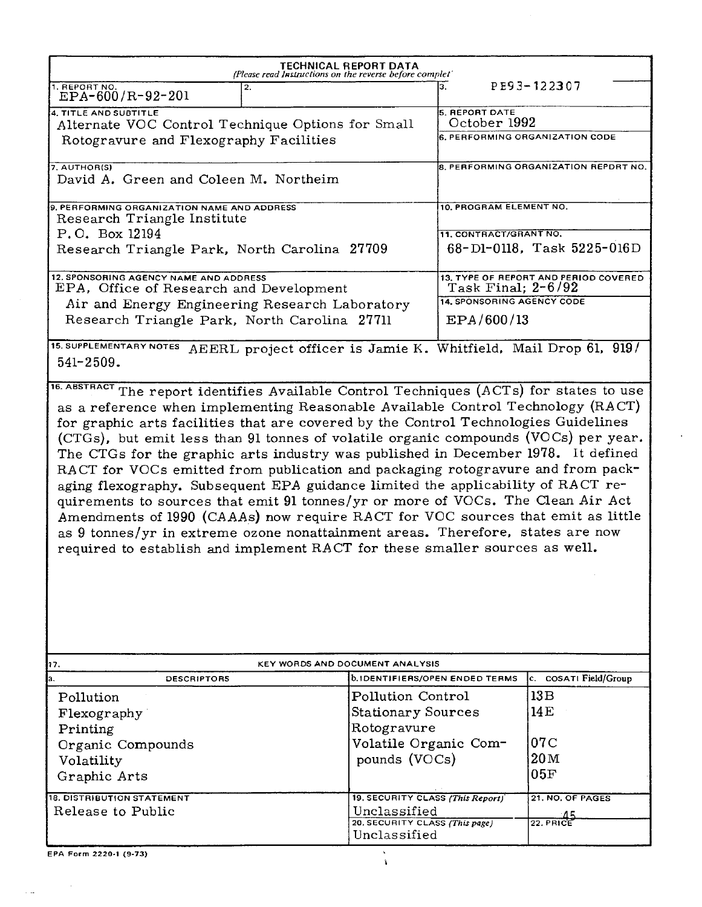**TECHNICAL REPORT DATA**
*(Please read Instructions on the reverse before complet*

| 1. REPORT NO. | 2. | 3. |
|---|---|---|
| EPA-600/R-92-201 | | PB93-122307 |

| 4. TITLE AND SUBTITLE | 5. REPORT DATE |
|---|---|
| Alternate VOC Control Technique Options for Small Rotogravure and Flexography Facilities | October 1992 |
| | 6. PERFORMING ORGANIZATION CODE |
| 7. AUTHOR(S) | 8. PERFORMING ORGANIZATION REPORT NO. |
| David A. Green and Coleen M. Northeim | |
| 9. PERFORMING ORGANIZATION NAME AND ADDRESS | 10. PROGRAM ELEMENT NO. |
| Research Triangle Institute<br>P.O. Box 12194<br>Research Triangle Park, North Carolina 27709 | 11. CONTRACT/GRANT NO.<br>68-D1-0118, Task 5225-016D |
| 12. SPONSORING AGENCY NAME AND ADDRESS | 13. TYPE OF REPORT AND PERIOD COVERED |
| EPA, Office of Research and Development<br>Air and Energy Engineering Research Laboratory<br>Research Triangle Park, North Carolina 27711 | Task Final; 2-6/92 |
| | 14. SPONSORING AGENCY CODE<br>EPA/600/13 |

15. SUPPLEMENTARY NOTES AEERL project officer is Jamie K. Whitfield, Mail Drop 61, 919/541-2509.

16. ABSTRACT The report identifies Available Control Techniques (ACTs) for states to use as a reference when implementing Reasonable Available Control Technology (RACT) for graphic arts facilities that are covered by the Control Technologies Guidelines (CTGs), but emit less than 91 tonnes of volatile organic compounds (VOCs) per year. The CTGs for the graphic arts industry was published in December 1978. It defined RACT for VOCs emitted from publication and packaging rotogravure and from packaging flexography. Subsequent EPA guidance limited the applicability of RACT requirements to sources that emit 91 tonnes/yr or more of VOCs. The Clean Air Act Amendments of 1990 (CAAAs) now require RACT for VOC sources that emit as little as 9 tonnes/yr in extreme ozone nonattainment areas. Therefore, states are now required to establish and implement RACT for these smaller sources as well.

17. KEY WORDS AND DOCUMENT ANALYSIS

| a. DESCRIPTORS | b. IDENTIFIERS/OPEN ENDED TERMS | c. COSATI Field/Group |
|---|---|---|
| Pollution | Pollution Control | 13B |
| Flexography | Stationary Sources | 14E |
| Printing | Rotogravure | |
| Organic Compounds | Volatile Organic Compounds (VOCs) | 07C |
| Volatility | | 20M |
| Graphic Arts | | 05F |

| 18. DISTRIBUTION STATEMENT | 19. SECURITY CLASS (This Report) | 21. NO. OF PAGES |
|---|---|---|
| Release to Public | Unclassified | 45 |
| | 20. SECURITY CLASS (This page) | 22. PRICE |
| | Unclassified | |

EPA Form 2220-1 (9-73)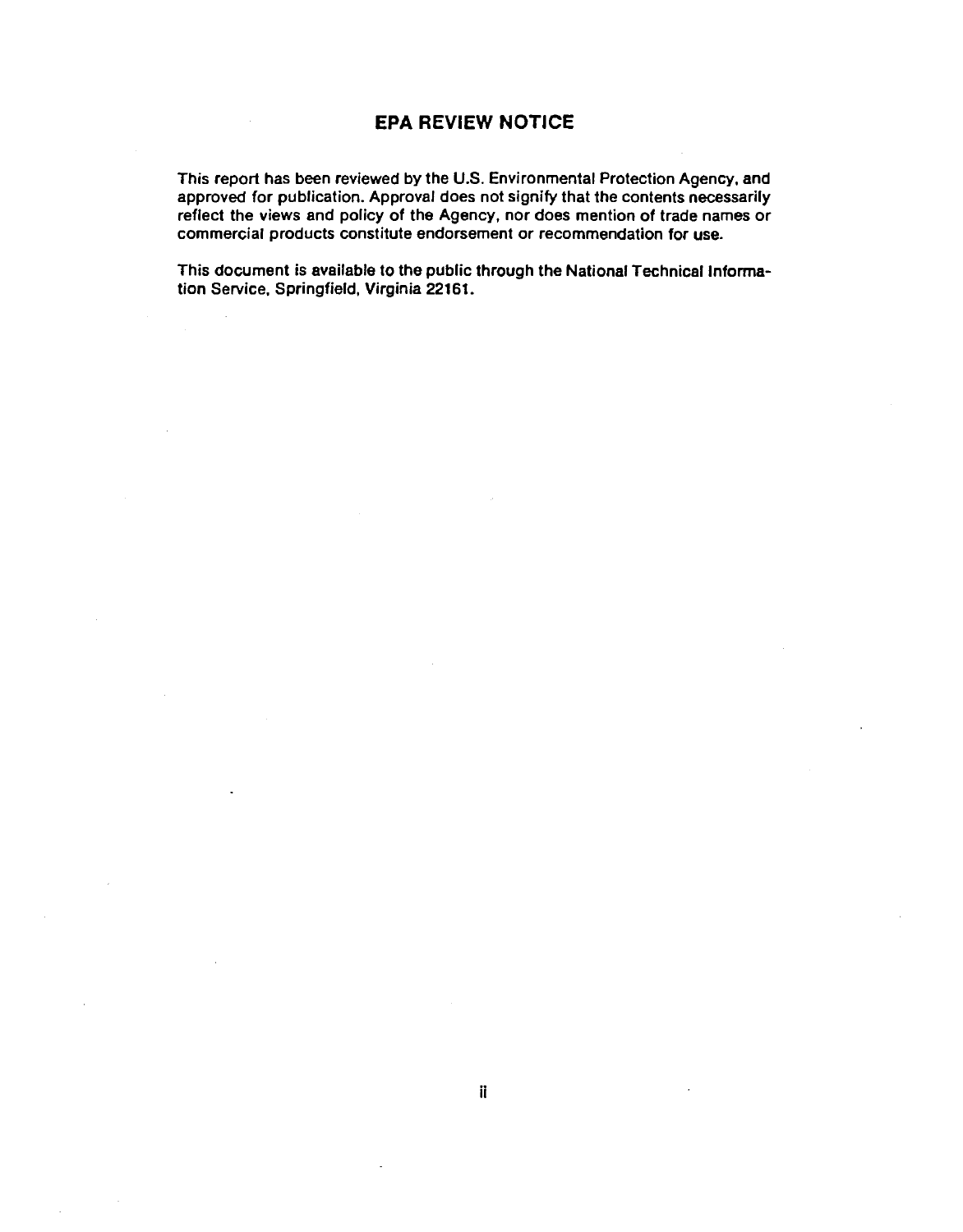## EPA REVIEW NOTICE

This report has been reviewed by the U.S. Environmental Protection Agency, and approved for publication. Approval does not signify that the contents necessarily reflect the views and policy of the Agency, nor does mention of trade names or commercial products constitute endorsement or recommendation for use.

This document is available to the public through the National Technical Information Service, Springfield, Virginia 22161.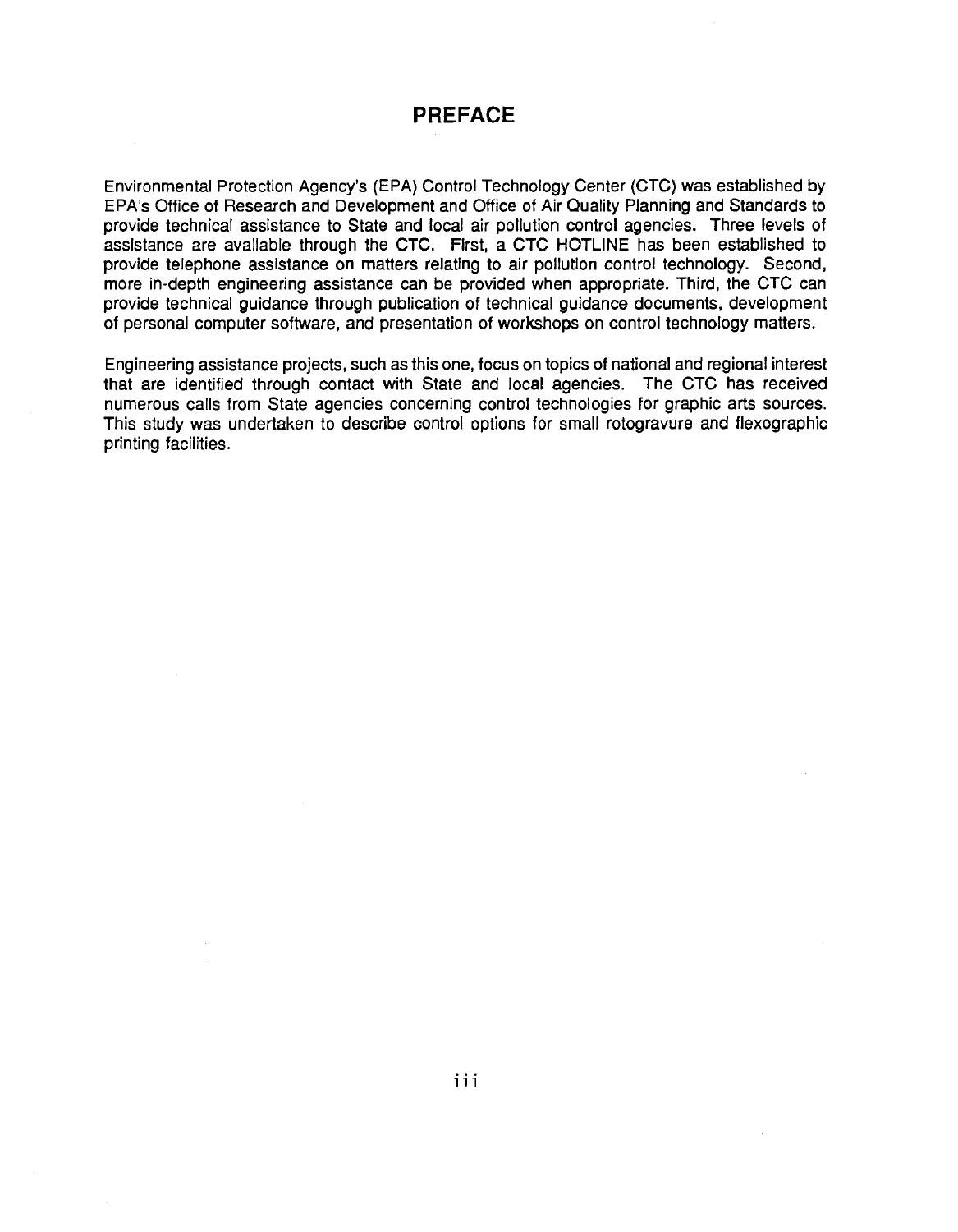# PREFACE

Environmental Protection Agency's (EPA) Control Technology Center (CTC) was established by EPA's Office of Research and Development and Office of Air Quality Planning and Standards to provide technical assistance to State and local air pollution control agencies. Three levels of assistance are available through the CTC. First, a CTC HOTLINE has been established to provide telephone assistance on matters relating to air pollution control technology. Second, more in-depth engineering assistance can be provided when appropriate. Third, the CTC can provide technical guidance through publication of technical guidance documents, development of personal computer software, and presentation of workshops on control technology matters.

Engineering assistance projects, such as this one, focus on topics of national and regional interest that are identified through contact with State and local agencies. The CTC has received numerous calls from State agencies concerning control technologies for graphic arts sources. This study was undertaken to describe control options for small rotogravure and flexographic printing facilities.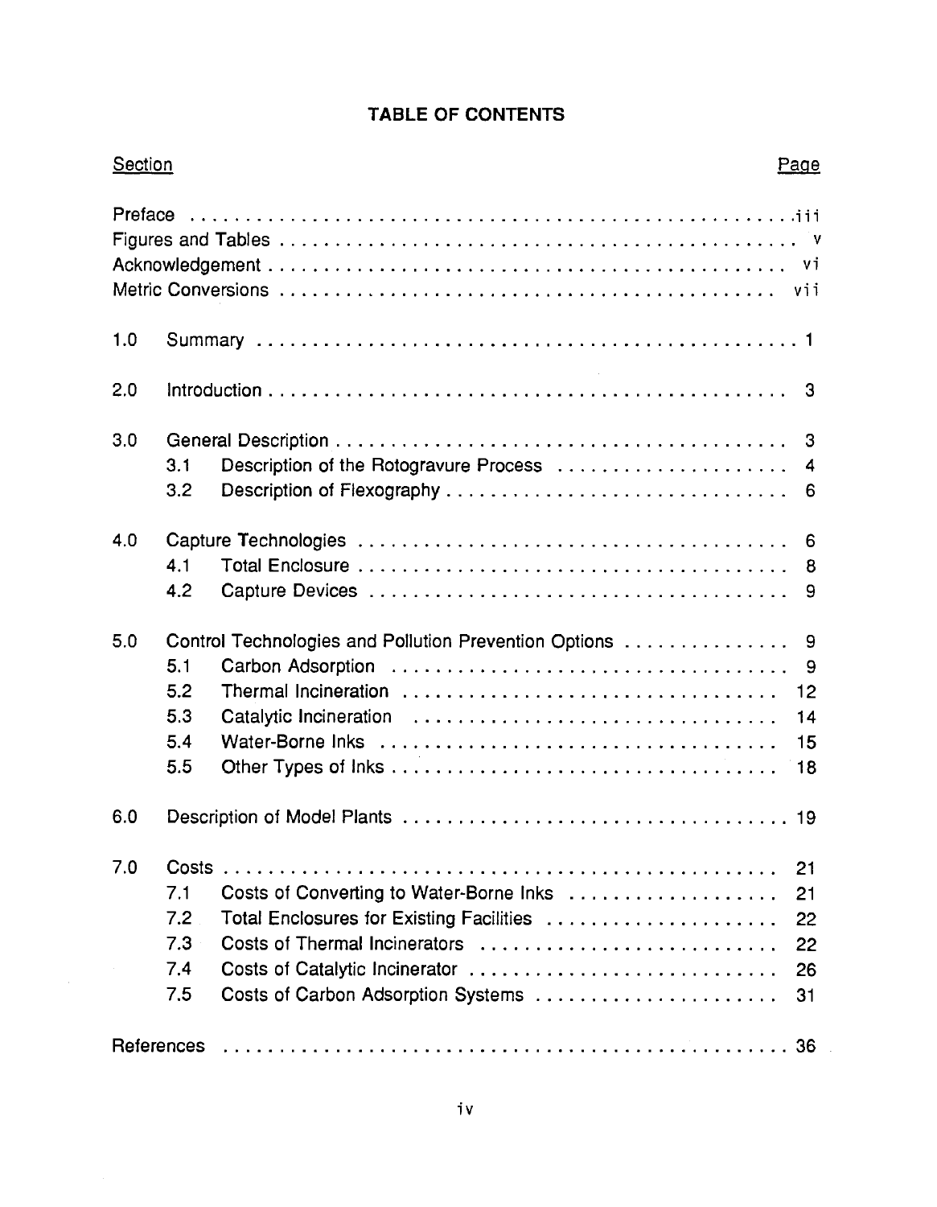# TABLE OF CONTENTS

| Section | | | Page |
|---|---|---|---|
| Preface | | | iii |
| Figures and Tables | | | v |
| Acknowledgement | | | vi |
| Metric Conversions | | | vii |
| 1.0 | Summary | | 1 |
| 2.0 | Introduction | | 3 |
| 3.0 | General Description | | 3 |
| | 3.1 | Description of the Rotogravure Process | 4 |
| | 3.2 | Description of Flexography | 6 |
| 4.0 | Capture Technologies | | 6 |
| | 4.1 | Total Enclosure | 8 |
| | 4.2 | Capture Devices | 9 |
| 5.0 | Control Technologies and Pollution Prevention Options | | 9 |
| | 5.1 | Carbon Adsorption | 9 |
| | 5.2 | Thermal Incineration | 12 |
| | 5.3 | Catalytic Incineration | 14 |
| | 5.4 | Water-Borne Inks | 15 |
| | 5.5 | Other Types of Inks | 18 |
| 6.0 | Description of Model Plants | | 19 |
| 7.0 | Costs | | 21 |
| | 7.1 | Costs of Converting to Water-Borne Inks | 21 |
| | 7.2 | Total Enclosures for Existing Facilities | 22 |
| | 7.3 | Costs of Thermal Incinerators | 22 |
| | 7.4 | Costs of Catalytic Incinerator | 26 |
| | 7.5 | Costs of Carbon Adsorption Systems | 31 |
| References | | | 36 |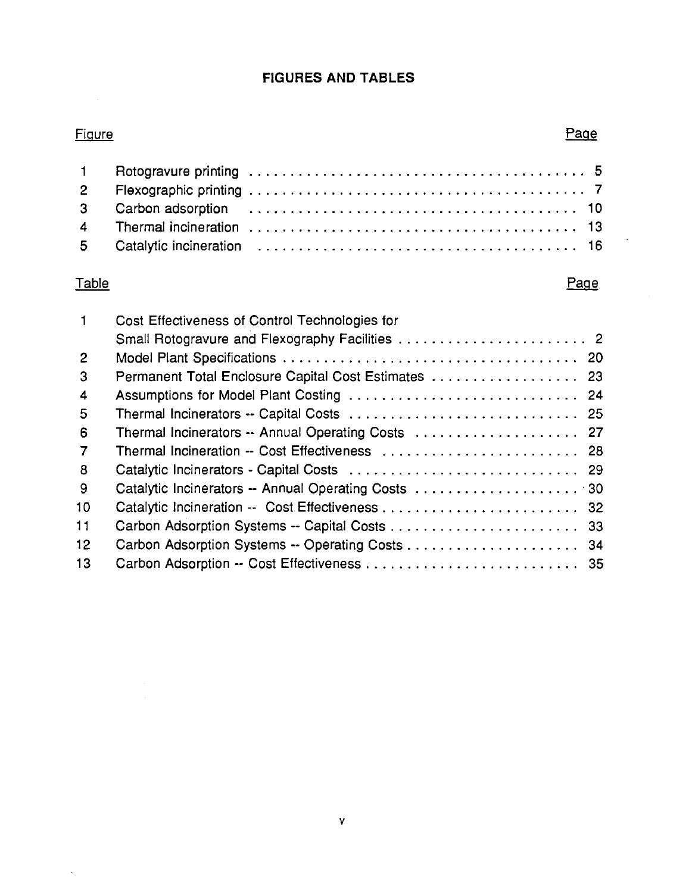## FIGURES AND TABLES

| Figure | | Page |
|---|---|---|
| 1 | Rotogravure printing | 5 |
| 2 | Flexographic printing | 7 |
| 3 | Carbon adsorption | 10 |
| 4 | Thermal incineration | 13 |
| 5 | Catalytic incineration | 16 |

| Table | | Page |
|---|---|---|
| 1 | Cost Effectiveness of Control Technologies for Small Rotogravure and Flexography Facilities | 2 |
| 2 | Model Plant Specifications | 20 |
| 3 | Permanent Total Enclosure Capital Cost Estimates | 23 |
| 4 | Assumptions for Model Plant Costing | 24 |
| 5 | Thermal Incinerators -- Capital Costs | 25 |
| 6 | Thermal Incinerators -- Annual Operating Costs | 27 |
| 7 | Thermal Incineration -- Cost Effectiveness | 28 |
| 8 | Catalytic Incinerators - Capital Costs | 29 |
| 9 | Catalytic Incinerators -- Annual Operating Costs | 30 |
| 10 | Catalytic Incineration -- Cost Effectiveness | 32 |
| 11 | Carbon Adsorption Systems -- Capital Costs | 33 |
| 12 | Carbon Adsorption Systems -- Operating Costs | 34 |
| 13 | Carbon Adsorption -- Cost Effectiveness | 35 |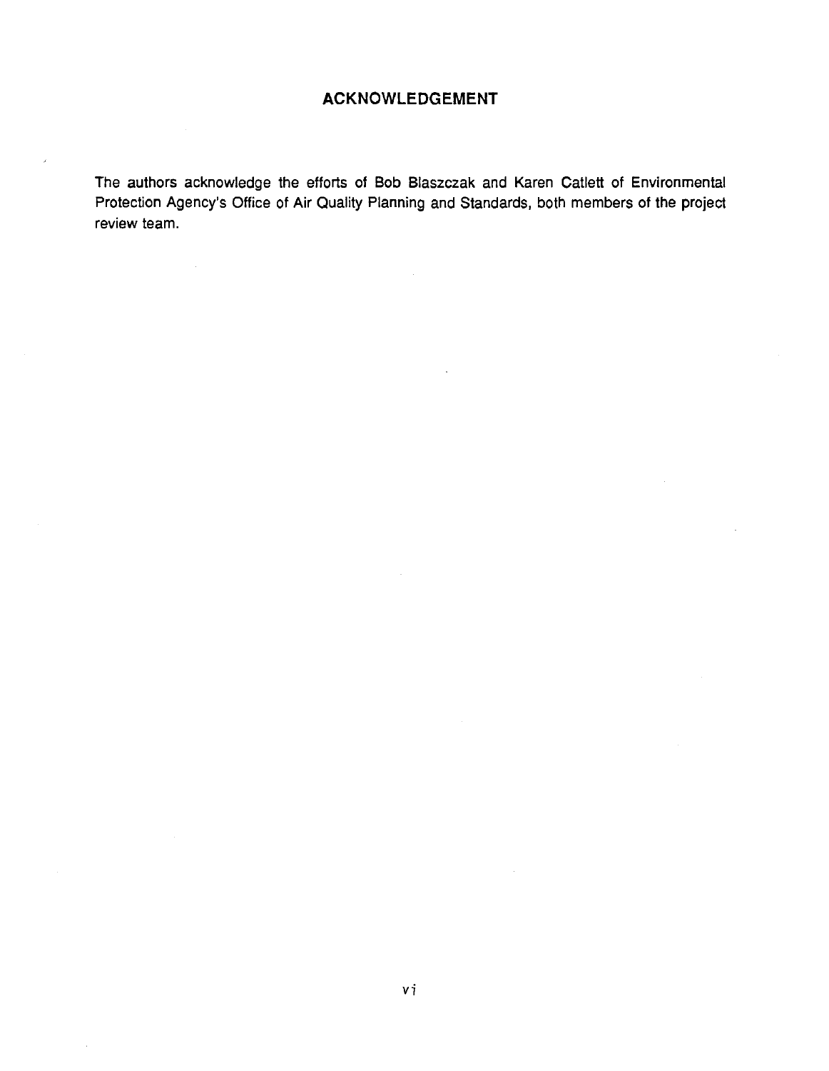## ACKNOWLEDGEMENT

The authors acknowledge the efforts of Bob Blaszczak and Karen Catlett of Environmental Protection Agency's Office of Air Quality Planning and Standards, both members of the project review team.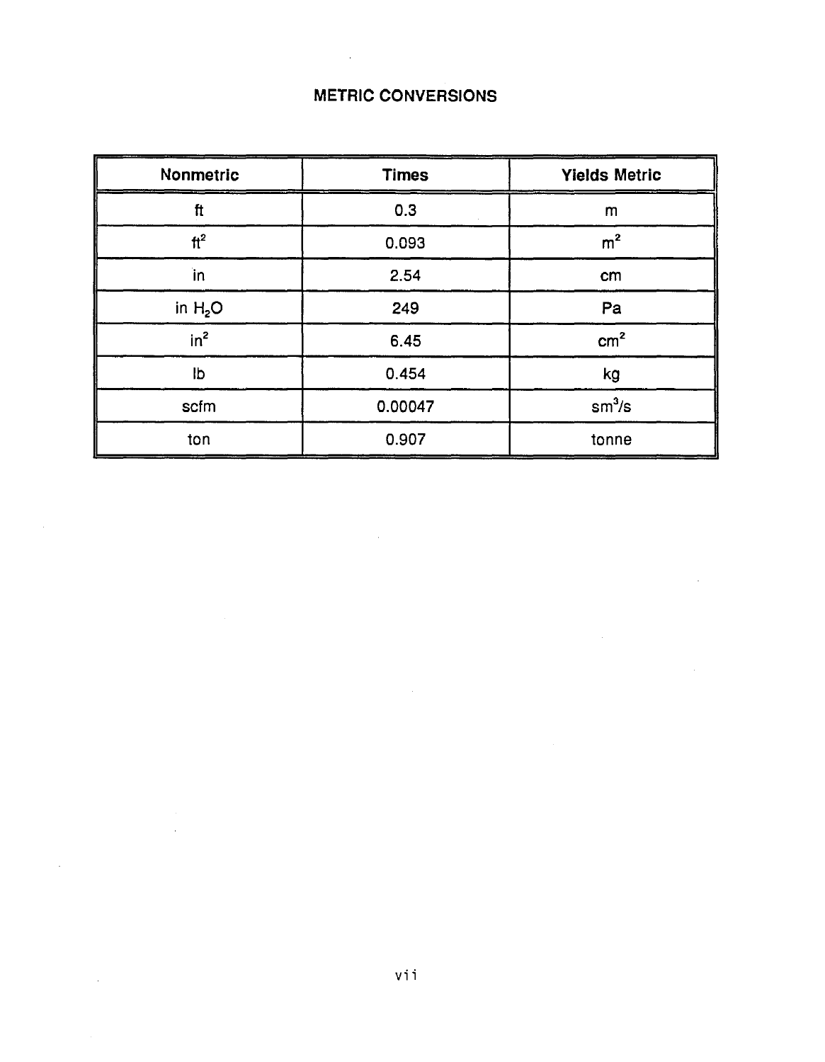# METRIC CONVERSIONS

| Nonmetric | Times | Yields Metric |
| --- | --- | --- |
| ft | 0.3 | m |
| $ft^2$ | 0.093 | $m^2$ |
| in | 2.54 | cm |
| in $H_2O$ | 249 | Pa |
| $in^2$ | 6.45 | $cm^2$ |
| lb | 0.454 | kg |
| scfm | 0.00047 | $sm^3/s$ |
| ton | 0.907 | tonne |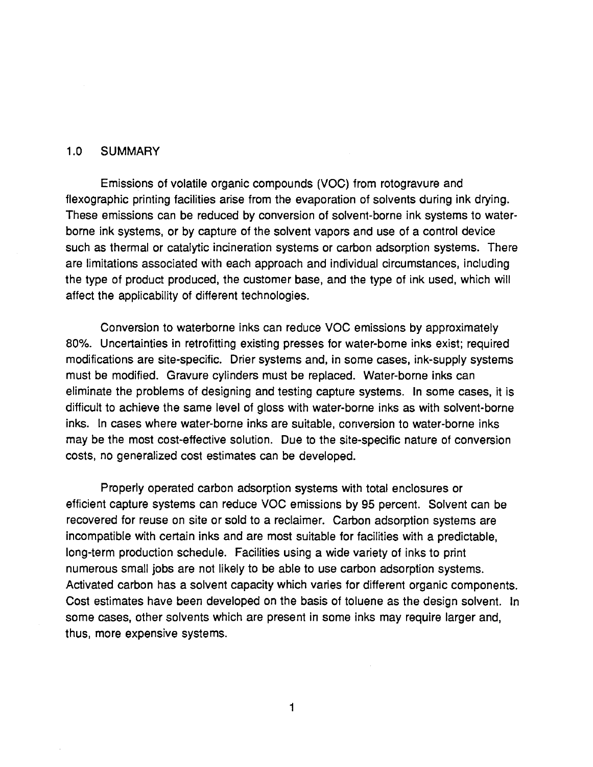## 1.0 SUMMARY

Emissions of volatile organic compounds (VOC) from rotogravure and flexographic printing facilities arise from the evaporation of solvents during ink drying. These emissions can be reduced by conversion of solvent-borne ink systems to water-borne ink systems, or by capture of the solvent vapors and use of a control device such as thermal or catalytic incineration systems or carbon adsorption systems. There are limitations associated with each approach and individual circumstances, including the type of product produced, the customer base, and the type of ink used, which will affect the applicability of different technologies.

Conversion to waterborne inks can reduce VOC emissions by approximately 80%. Uncertainties in retrofitting existing presses for water-borne inks exist; required modifications are site-specific. Drier systems and, in some cases, ink-supply systems must be modified. Gravure cylinders must be replaced. Water-borne inks can eliminate the problems of designing and testing capture systems. In some cases, it is difficult to achieve the same level of gloss with water-borne inks as with solvent-borne inks. In cases where water-borne inks are suitable, conversion to water-borne inks may be the most cost-effective solution. Due to the site-specific nature of conversion costs, no generalized cost estimates can be developed.

Properly operated carbon adsorption systems with total enclosures or efficient capture systems can reduce VOC emissions by 95 percent. Solvent can be recovered for reuse on site or sold to a reclaimer. Carbon adsorption systems are incompatible with certain inks and are most suitable for facilities with a predictable, long-term production schedule. Facilities using a wide variety of inks to print numerous small jobs are not likely to be able to use carbon adsorption systems. Activated carbon has a solvent capacity which varies for different organic components. Cost estimates have been developed on the basis of toluene as the design solvent. In some cases, other solvents which are present in some inks may require larger and, thus, more expensive systems.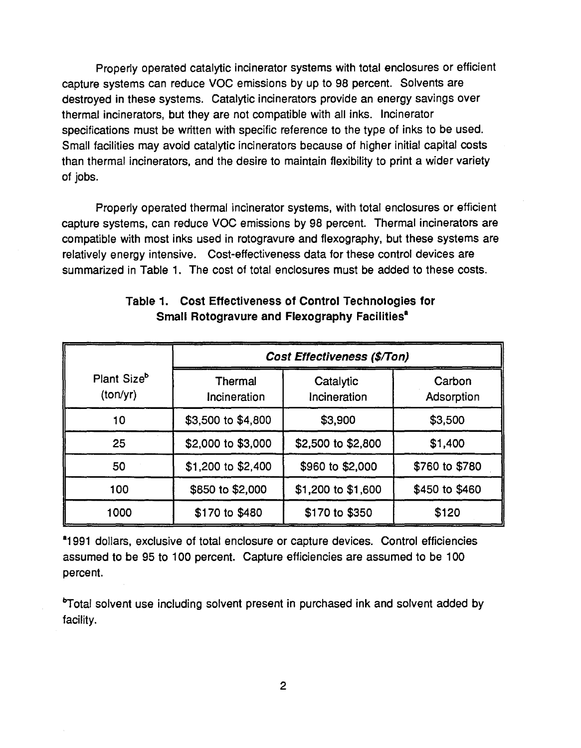Properly operated catalytic incinerator systems with total enclosures or efficient capture systems can reduce VOC emissions by up to 98 percent. Solvents are destroyed in these systems. Catalytic incinerators provide an energy savings over thermal incinerators, but they are not compatible with all inks. Incinerator specifications must be written with specific reference to the type of inks to be used. Small facilities may avoid catalytic incinerators because of higher initial capital costs than thermal incinerators, and the desire to maintain flexibility to print a wider variety of jobs.

Properly operated thermal incinerator systems, with total enclosures or efficient capture systems, can reduce VOC emissions by 98 percent. Thermal incinerators are compatible with most inks used in rotogravure and flexography, but these systems are relatively energy intensive. Cost-effectiveness data for these control devices are summarized in Table 1. The cost of total enclosures must be added to these costs.

**Table 1. Cost Effectiveness of Control Technologies for Small Rotogravure and Flexography Facilities[a]**

| Plant Size[b] (ton/yr) | ***Cost Effectiveness ($/Ton)*** | | |
|---|---|---|---|
| | Thermal Incineration | Catalytic Incineration | Carbon Adsorption |
| 10 | $3,500 to $4,800 | $3,900 | $3,500 |
| 25 | $2,000 to $3,000 | $2,500 to $2,800 | $1,400 |
| 50 | $1,200 to $2,400 | $960 to $2,000 | $760 to $780 |
| 100 | $850 to $2,000 | $1,200 to $1,600 | $450 to $460 |
| 1000 | $170 to $480 | $170 to $350 | $120 |

[a]1991 dollars, exclusive of total enclosure or capture devices. Control efficiencies assumed to be 95 to 100 percent. Capture efficiencies are assumed to be 100 percent.

[b]Total solvent use including solvent present in purchased ink and solvent added by facility.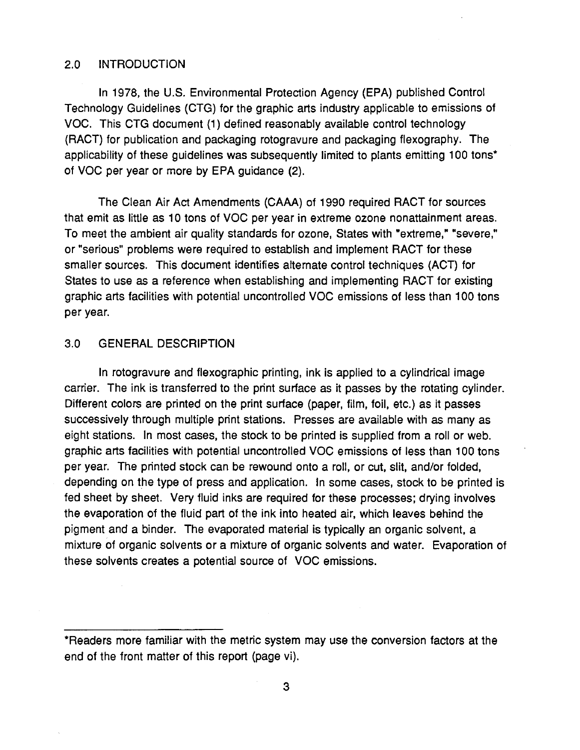## 2.0 INTRODUCTION

In 1978, the U.S. Environmental Protection Agency (EPA) published Control Technology Guidelines (CTG) for the graphic arts industry applicable to emissions of VOC. This CTG document (1) defined reasonably available control technology (RACT) for publication and packaging rotogravure and packaging flexography. The applicability of these guidelines was subsequently limited to plants emitting 100 tons* of VOC per year or more by EPA guidance (2).

The Clean Air Act Amendments (CAAA) of 1990 required RACT for sources that emit as little as 10 tons of VOC per year in extreme ozone nonattainment areas. To meet the ambient air quality standards for ozone, States with "extreme," "severe," or "serious" problems were required to establish and implement RACT for these smaller sources. This document identifies alternate control techniques (ACT) for States to use as a reference when establishing and implementing RACT for existing graphic arts facilities with potential uncontrolled VOC emissions of less than 100 tons per year.

## 3.0 GENERAL DESCRIPTION

In rotogravure and flexographic printing, ink is applied to a cylindrical image carrier. The ink is transferred to the print surface as it passes by the rotating cylinder. Different colors are printed on the print surface (paper, film, foil, etc.) as it passes successively through multiple print stations. Presses are available with as many as eight stations. In most cases, the stock to be printed is supplied from a roll or web. graphic arts facilities with potential uncontrolled VOC emissions of less than 100 tons per year. The printed stock can be rewound onto a roll, or cut, slit, and/or folded, depending on the type of press and application. In some cases, stock to be printed is fed sheet by sheet. Very fluid inks are required for these processes; drying involves the evaporation of the fluid part of the ink into heated air, which leaves behind the pigment and a binder. The evaporated material is typically an organic solvent, a mixture of organic solvents or a mixture of organic solvents and water. Evaporation of these solvents creates a potential source of VOC emissions.

---

*Readers more familiar with the metric system may use the conversion factors at the end of the front matter of this report (page vi).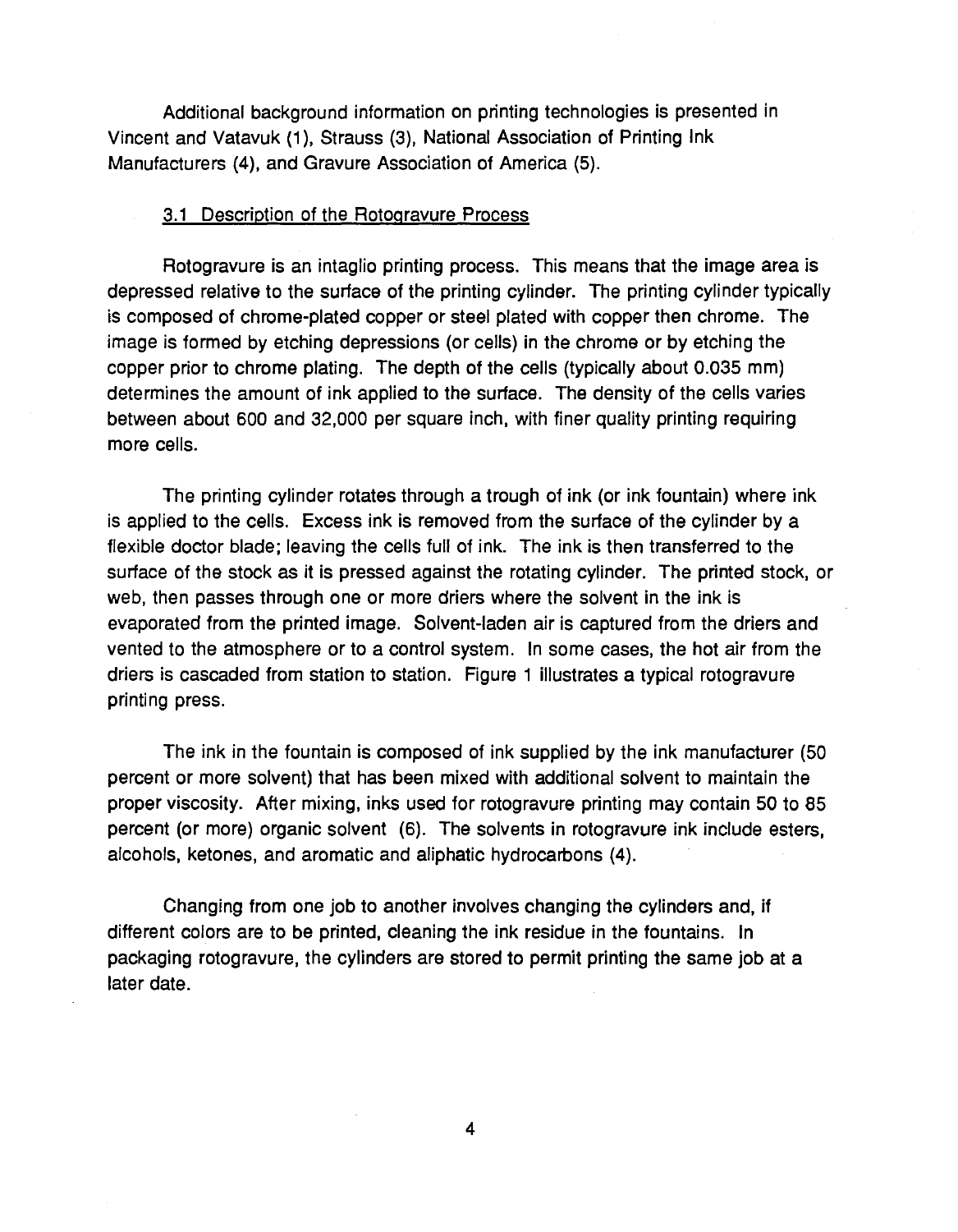Additional background information on printing technologies is presented in Vincent and Vatavuk (1), Strauss (3), National Association of Printing Ink Manufacturers (4), and Gravure Association of America (5).

## 3.1 Description of the Rotogravure Process

Rotogravure is an intaglio printing process. This means that the image area is depressed relative to the surface of the printing cylinder. The printing cylinder typically is composed of chrome-plated copper or steel plated with copper then chrome. The image is formed by etching depressions (or cells) in the chrome or by etching the copper prior to chrome plating. The depth of the cells (typically about 0.035 mm) determines the amount of ink applied to the surface. The density of the cells varies between about 600 and 32,000 per square inch, with finer quality printing requiring more cells.

The printing cylinder rotates through a trough of ink (or ink fountain) where ink is applied to the cells. Excess ink is removed from the surface of the cylinder by a flexible doctor blade; leaving the cells full of ink. The ink is then transferred to the surface of the stock as it is pressed against the rotating cylinder. The printed stock, or web, then passes through one or more driers where the solvent in the ink is evaporated from the printed image. Solvent-laden air is captured from the driers and vented to the atmosphere or to a control system. In some cases, the hot air from the driers is cascaded from station to station. Figure 1 illustrates a typical rotogravure printing press.

The ink in the fountain is composed of ink supplied by the ink manufacturer (50 percent or more solvent) that has been mixed with additional solvent to maintain the proper viscosity. After mixing, inks used for rotogravure printing may contain 50 to 85 percent (or more) organic solvent (6). The solvents in rotogravure ink include esters, alcohols, ketones, and aromatic and aliphatic hydrocarbons (4).

Changing from one job to another involves changing the cylinders and, if different colors are to be printed, cleaning the ink residue in the fountains. In packaging rotogravure, the cylinders are stored to permit printing the same job at a later date.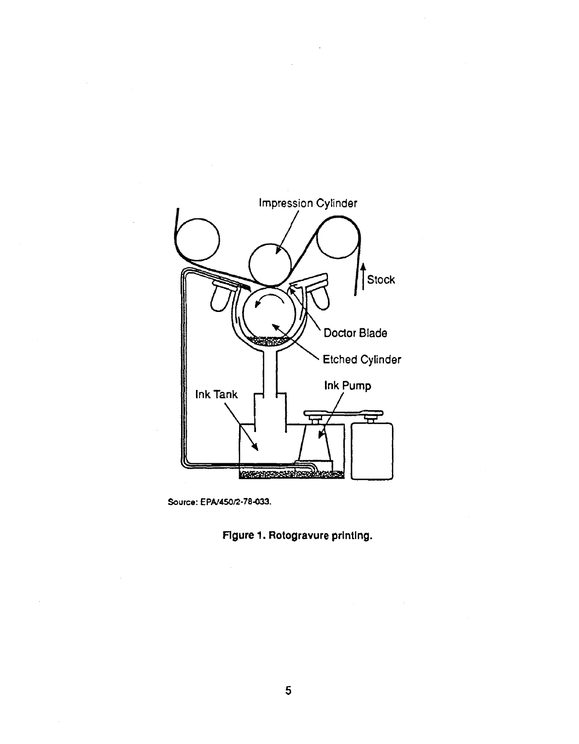Source: EPA/450/2-78-033.

**Figure 1. Rotogravure printing.**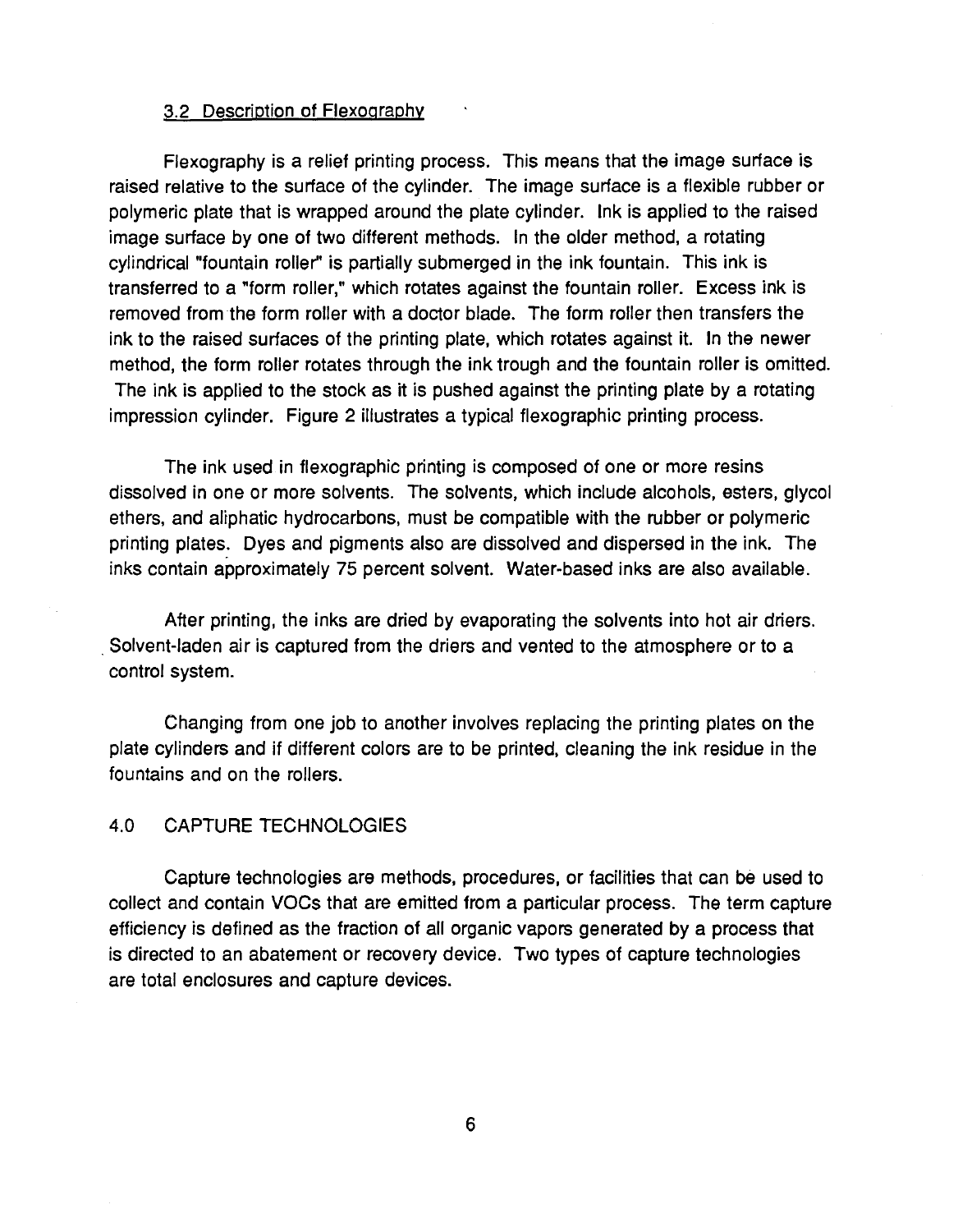### 3.2 Description of Flexography

Flexography is a relief printing process. This means that the image surface is raised relative to the surface of the cylinder. The image surface is a flexible rubber or polymeric plate that is wrapped around the plate cylinder. Ink is applied to the raised image surface by one of two different methods. In the older method, a rotating cylindrical "fountain roller" is partially submerged in the ink fountain. This ink is transferred to a "form roller," which rotates against the fountain roller. Excess ink is removed from the form roller with a doctor blade. The form roller then transfers the ink to the raised surfaces of the printing plate, which rotates against it. In the newer method, the form roller rotates through the ink trough and the fountain roller is omitted. The ink is applied to the stock as it is pushed against the printing plate by a rotating impression cylinder. Figure 2 illustrates a typical flexographic printing process.

The ink used in flexographic printing is composed of one or more resins dissolved in one or more solvents. The solvents, which include alcohols, esters, glycol ethers, and aliphatic hydrocarbons, must be compatible with the rubber or polymeric printing plates. Dyes and pigments also are dissolved and dispersed in the ink. The inks contain approximately 75 percent solvent. Water-based inks are also available.

After printing, the inks are dried by evaporating the solvents into hot air driers. Solvent-laden air is captured from the driers and vented to the atmosphere or to a control system.

Changing from one job to another involves replacing the printing plates on the plate cylinders and if different colors are to be printed, cleaning the ink residue in the fountains and on the rollers.

## 4.0 CAPTURE TECHNOLOGIES

Capture technologies are methods, procedures, or facilities that can be used to collect and contain VOCs that are emitted from a particular process. The term capture efficiency is defined as the fraction of all organic vapors generated by a process that is directed to an abatement or recovery device. Two types of capture technologies are total enclosures and capture devices.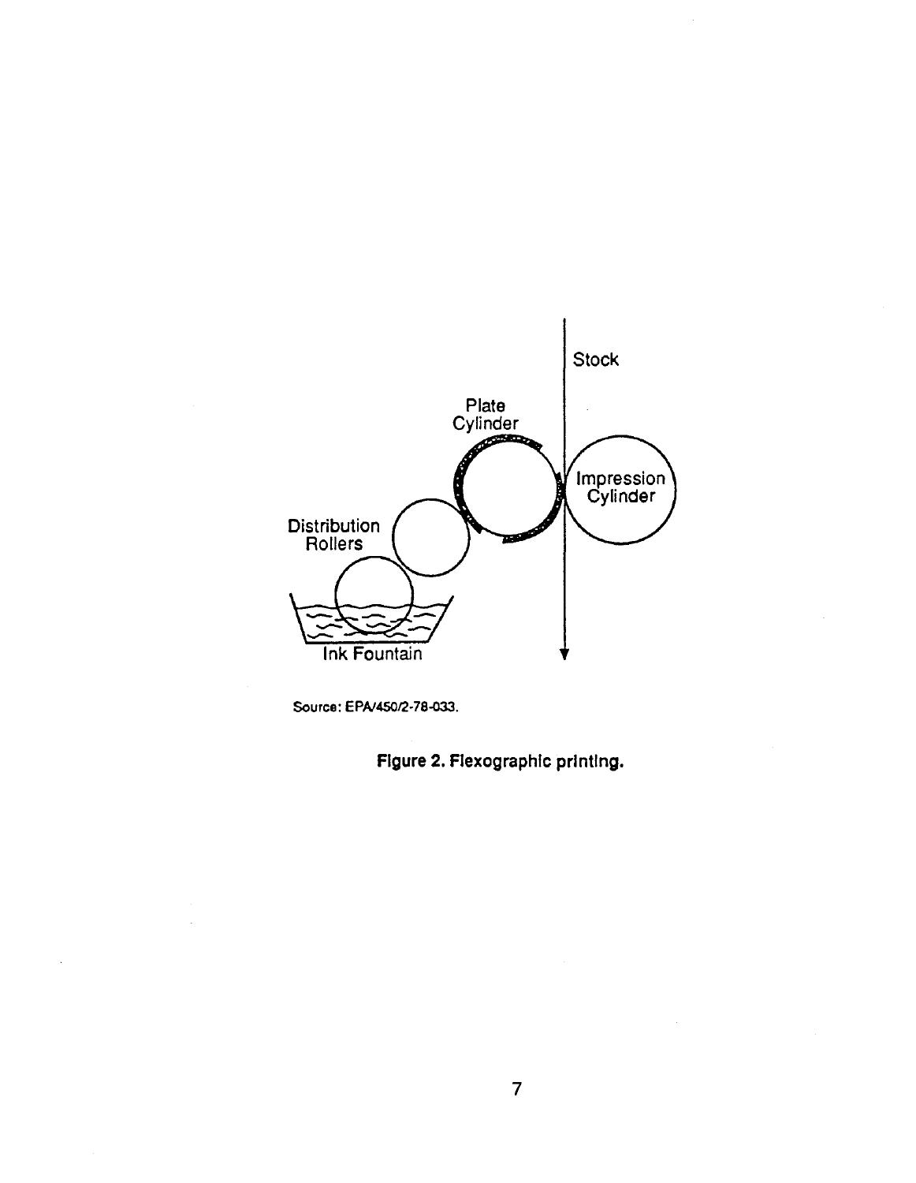Source: EPA/450/2-78-033.

**Figure 2. Flexographic printing.**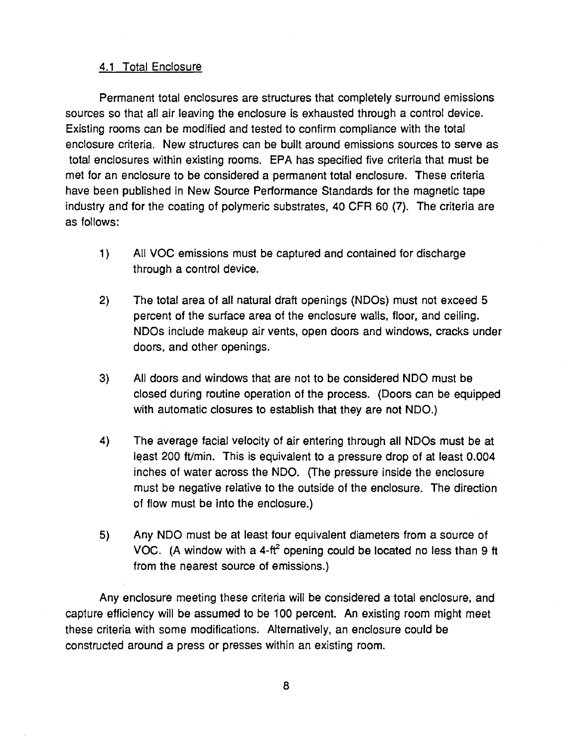## 4.1 Total Enclosure

Permanent total enclosures are structures that completely surround emissions sources so that all air leaving the enclosure is exhausted through a control device. Existing rooms can be modified and tested to confirm compliance with the total enclosure criteria. New structures can be built around emissions sources to serve as total enclosures within existing rooms. EPA has specified five criteria that must be met for an enclosure to be considered a permanent total enclosure. These criteria have been published in New Source Performance Standards for the magnetic tape industry and for the coating of polymeric substrates, 40 CFR 60 (7). The criteria are as follows:

1) All VOC emissions must be captured and contained for discharge through a control device.

2) The total area of all natural draft openings (NDOs) must not exceed 5 percent of the surface area of the enclosure walls, floor, and ceiling. NDOs include makeup air vents, open doors and windows, cracks under doors, and other openings.

3) All doors and windows that are not to be considered NDO must be closed during routine operation of the process. (Doors can be equipped with automatic closures to establish that they are not NDO.)

4) The average facial velocity of air entering through all NDOs must be at least 200 ft/min. This is equivalent to a pressure drop of at least 0.004 inches of water across the NDO. (The pressure inside the enclosure must be negative relative to the outside of the enclosure. The direction of flow must be into the enclosure.)

5) Any NDO must be at least four equivalent diameters from a source of VOC. (A window with a 4-$ft^2$ opening could be located no less than 9 ft from the nearest source of emissions.)

Any enclosure meeting these criteria will be considered a total enclosure, and capture efficiency will be assumed to be 100 percent. An existing room might meet these criteria with some modifications. Alternatively, an enclosure could be constructed around a press or presses within an existing room.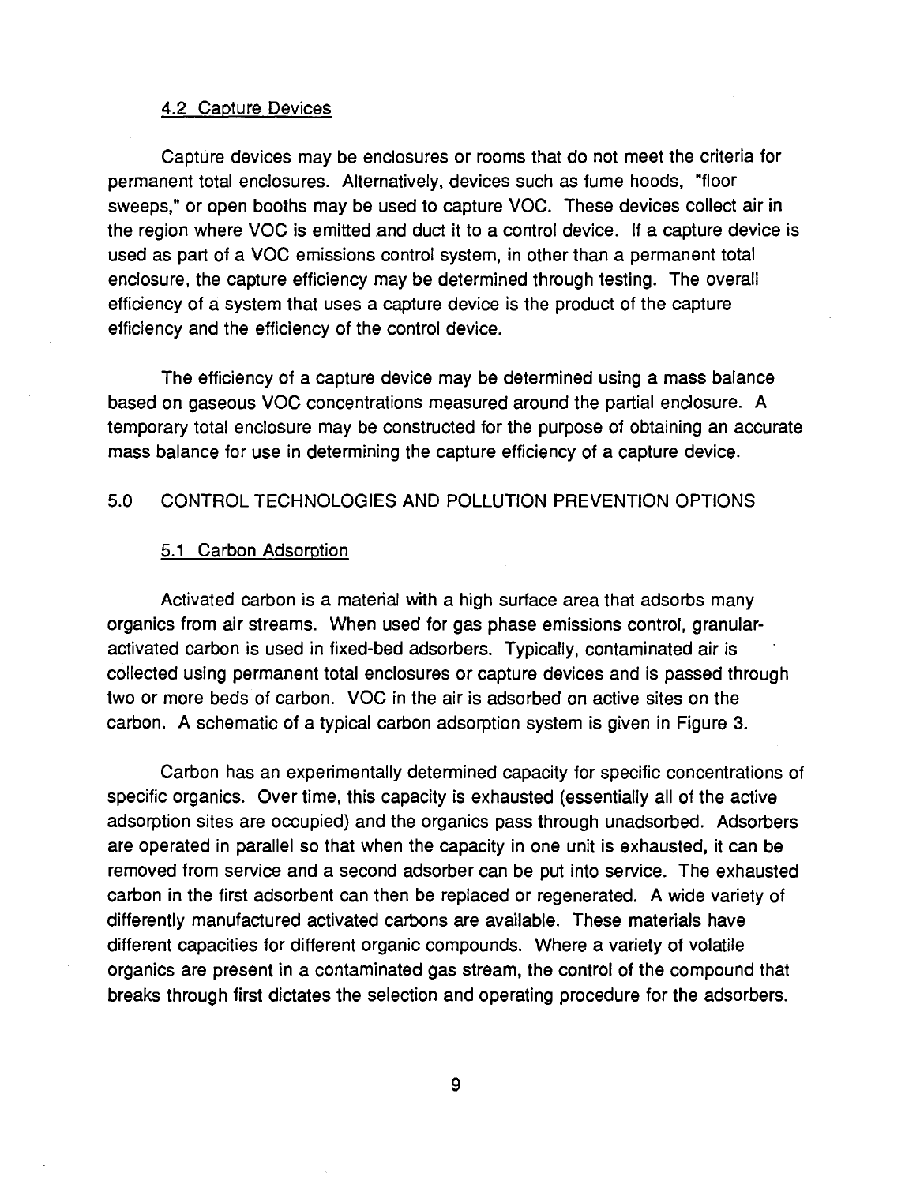### 4.2 Capture Devices

Capture devices may be enclosures or rooms that do not meet the criteria for permanent total enclosures. Alternatively, devices such as fume hoods, "floor sweeps," or open booths may be used to capture VOC. These devices collect air in the region where VOC is emitted and duct it to a control device. If a capture device is used as part of a VOC emissions control system, in other than a permanent total enclosure, the capture efficiency may be determined through testing. The overall efficiency of a system that uses a capture device is the product of the capture efficiency and the efficiency of the control device.

The efficiency of a capture device may be determined using a mass balance based on gaseous VOC concentrations measured around the partial enclosure. A temporary total enclosure may be constructed for the purpose of obtaining an accurate mass balance for use in determining the capture efficiency of a capture device.

## 5.0 CONTROL TECHNOLOGIES AND POLLUTION PREVENTION OPTIONS

### 5.1 Carbon Adsorption

Activated carbon is a material with a high surface area that adsorbs many organics from air streams. When used for gas phase emissions control, granular-activated carbon is used in fixed-bed adsorbers. Typically, contaminated air is collected using permanent total enclosures or capture devices and is passed through two or more beds of carbon. VOC in the air is adsorbed on active sites on the carbon. A schematic of a typical carbon adsorption system is given in Figure 3.

Carbon has an experimentally determined capacity for specific concentrations of specific organics. Over time, this capacity is exhausted (essentially all of the active adsorption sites are occupied) and the organics pass through unadsorbed. Adsorbers are operated in parallel so that when the capacity in one unit is exhausted, it can be removed from service and a second adsorber can be put into service. The exhausted carbon in the first adsorbent can then be replaced or regenerated. A wide variety of differently manufactured activated carbons are available. These materials have different capacities for different organic compounds. Where a variety of volatile organics are present in a contaminated gas stream, the control of the compound that breaks through first dictates the selection and operating procedure for the adsorbers.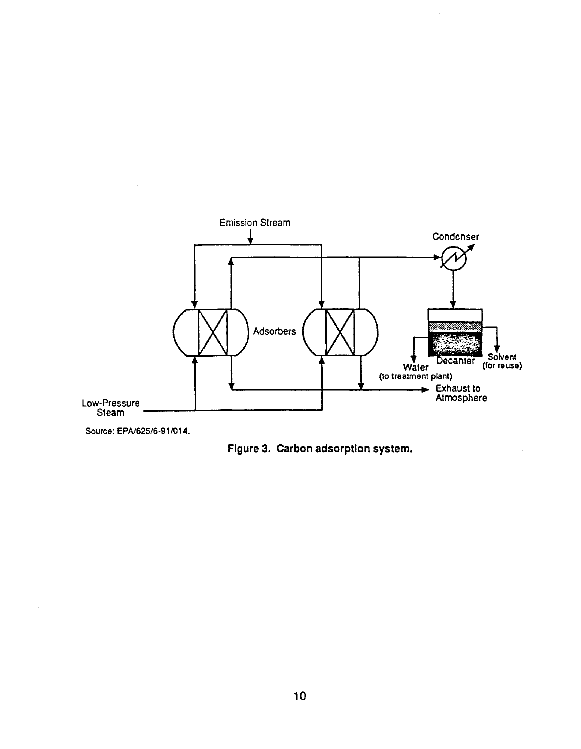Source: EPA/625/6-91/014.

**Figure 3. Carbon adsorption system.**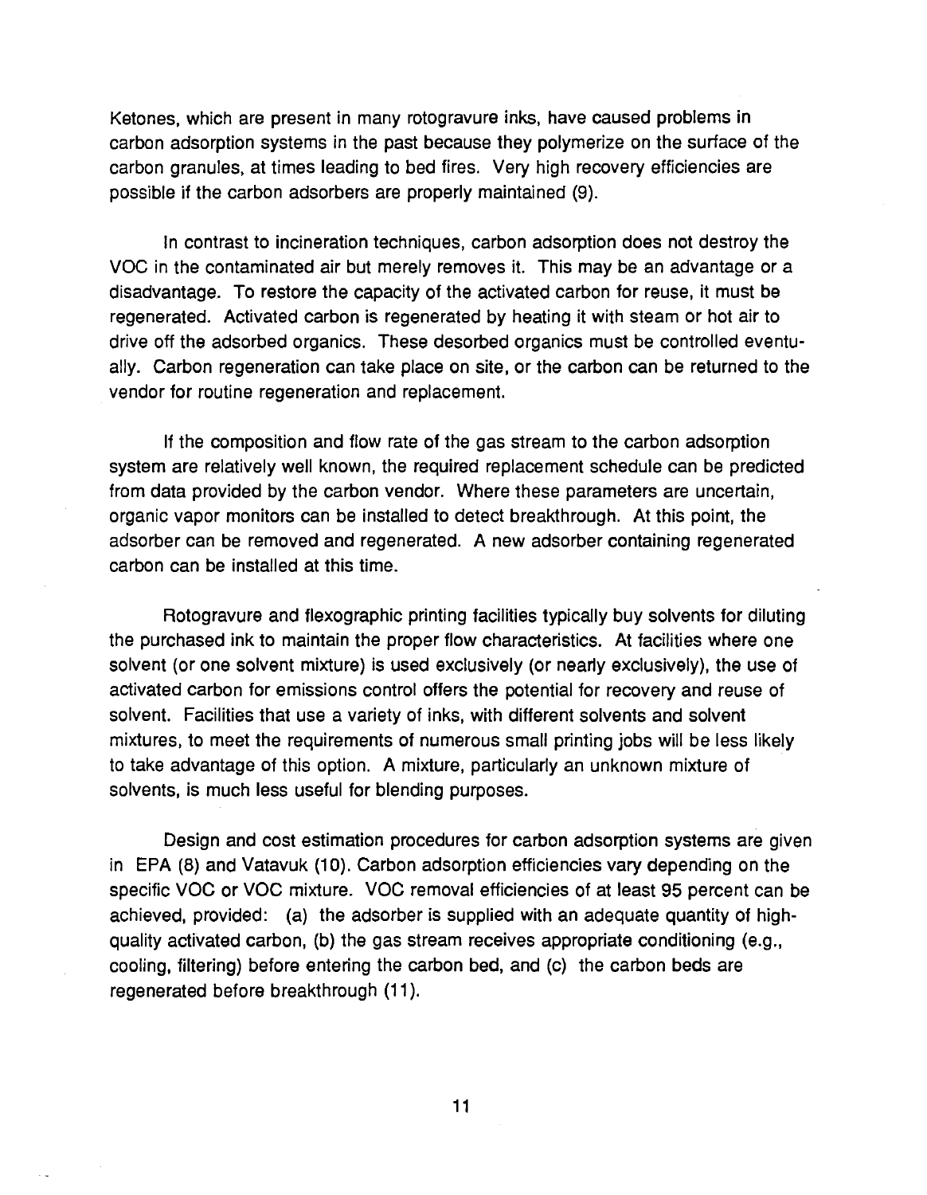Ketones, which are present in many rotogravure inks, have caused problems in carbon adsorption systems in the past because they polymerize on the surface of the carbon granules, at times leading to bed fires. Very high recovery efficiencies are possible if the carbon adsorbers are properly maintained (9).

In contrast to incineration techniques, carbon adsorption does not destroy the VOC in the contaminated air but merely removes it. This may be an advantage or a disadvantage. To restore the capacity of the activated carbon for reuse, it must be regenerated. Activated carbon is regenerated by heating it with steam or hot air to drive off the adsorbed organics. These desorbed organics must be controlled eventually. Carbon regeneration can take place on site, or the carbon can be returned to the vendor for routine regeneration and replacement.

If the composition and flow rate of the gas stream to the carbon adsorption system are relatively well known, the required replacement schedule can be predicted from data provided by the carbon vendor. Where these parameters are uncertain, organic vapor monitors can be installed to detect breakthrough. At this point, the adsorber can be removed and regenerated. A new adsorber containing regenerated carbon can be installed at this time.

Rotogravure and flexographic printing facilities typically buy solvents for diluting the purchased ink to maintain the proper flow characteristics. At facilities where one solvent (or one solvent mixture) is used exclusively (or nearly exclusively), the use of activated carbon for emissions control offers the potential for recovery and reuse of solvent. Facilities that use a variety of inks, with different solvents and solvent mixtures, to meet the requirements of numerous small printing jobs will be less likely to take advantage of this option. A mixture, particularly an unknown mixture of solvents, is much less useful for blending purposes.

Design and cost estimation procedures for carbon adsorption systems are given in EPA (8) and Vatavuk (10). Carbon adsorption efficiencies vary depending on the specific VOC or VOC mixture. VOC removal efficiencies of at least 95 percent can be achieved, provided: (a) the adsorber is supplied with an adequate quantity of high-quality activated carbon, (b) the gas stream receives appropriate conditioning (e.g., cooling, filtering) before entering the carbon bed, and (c) the carbon beds are regenerated before breakthrough (11).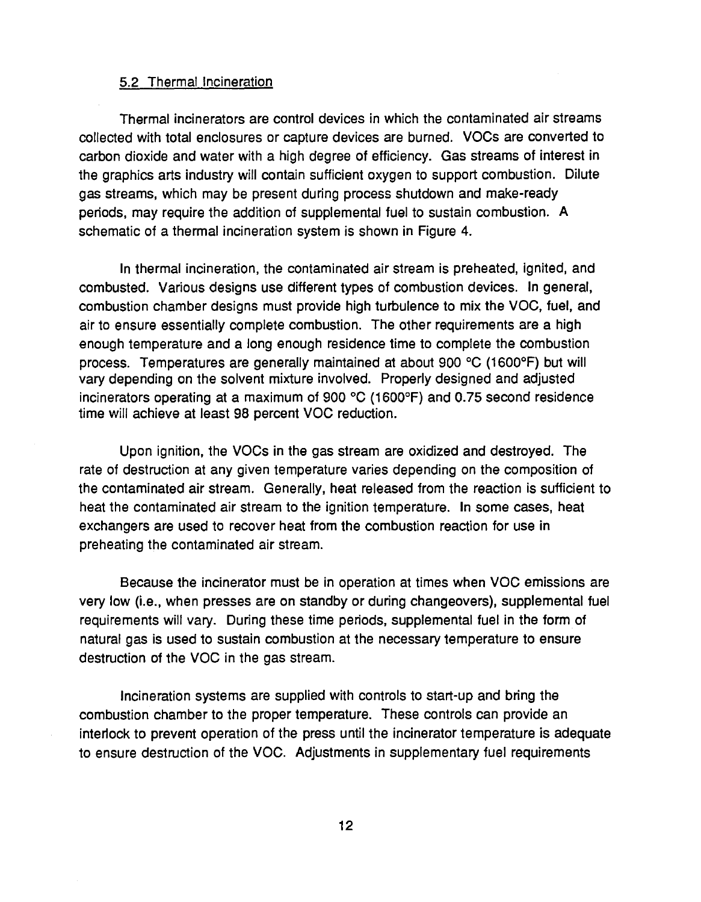### 5.2 Thermal Incineration

Thermal incinerators are control devices in which the contaminated air streams collected with total enclosures or capture devices are burned. VOCs are converted to carbon dioxide and water with a high degree of efficiency. Gas streams of interest in the graphics arts industry will contain sufficient oxygen to support combustion. Dilute gas streams, which may be present during process shutdown and make-ready periods, may require the addition of supplemental fuel to sustain combustion. A schematic of a thermal incineration system is shown in Figure 4.

In thermal incineration, the contaminated air stream is preheated, ignited, and combusted. Various designs use different types of combustion devices. In general, combustion chamber designs must provide high turbulence to mix the VOC, fuel, and air to ensure essentially complete combustion. The other requirements are a high enough temperature and a long enough residence time to complete the combustion process. Temperatures are generally maintained at about 900 °C (1600°F) but will vary depending on the solvent mixture involved. Properly designed and adjusted incinerators operating at a maximum of 900 °C (1600°F) and 0.75 second residence time will achieve at least 98 percent VOC reduction.

Upon ignition, the VOCs in the gas stream are oxidized and destroyed. The rate of destruction at any given temperature varies depending on the composition of the contaminated air stream. Generally, heat released from the reaction is sufficient to heat the contaminated air stream to the ignition temperature. In some cases, heat exchangers are used to recover heat from the combustion reaction for use in preheating the contaminated air stream.

Because the incinerator must be in operation at times when VOC emissions are very low (i.e., when presses are on standby or during changeovers), supplemental fuel requirements will vary. During these time periods, supplemental fuel in the form of natural gas is used to sustain combustion at the necessary temperature to ensure destruction of the VOC in the gas stream.

Incineration systems are supplied with controls to start-up and bring the combustion chamber to the proper temperature. These controls can provide an interlock to prevent operation of the press until the incinerator temperature is adequate to ensure destruction of the VOC. Adjustments in supplementary fuel requirements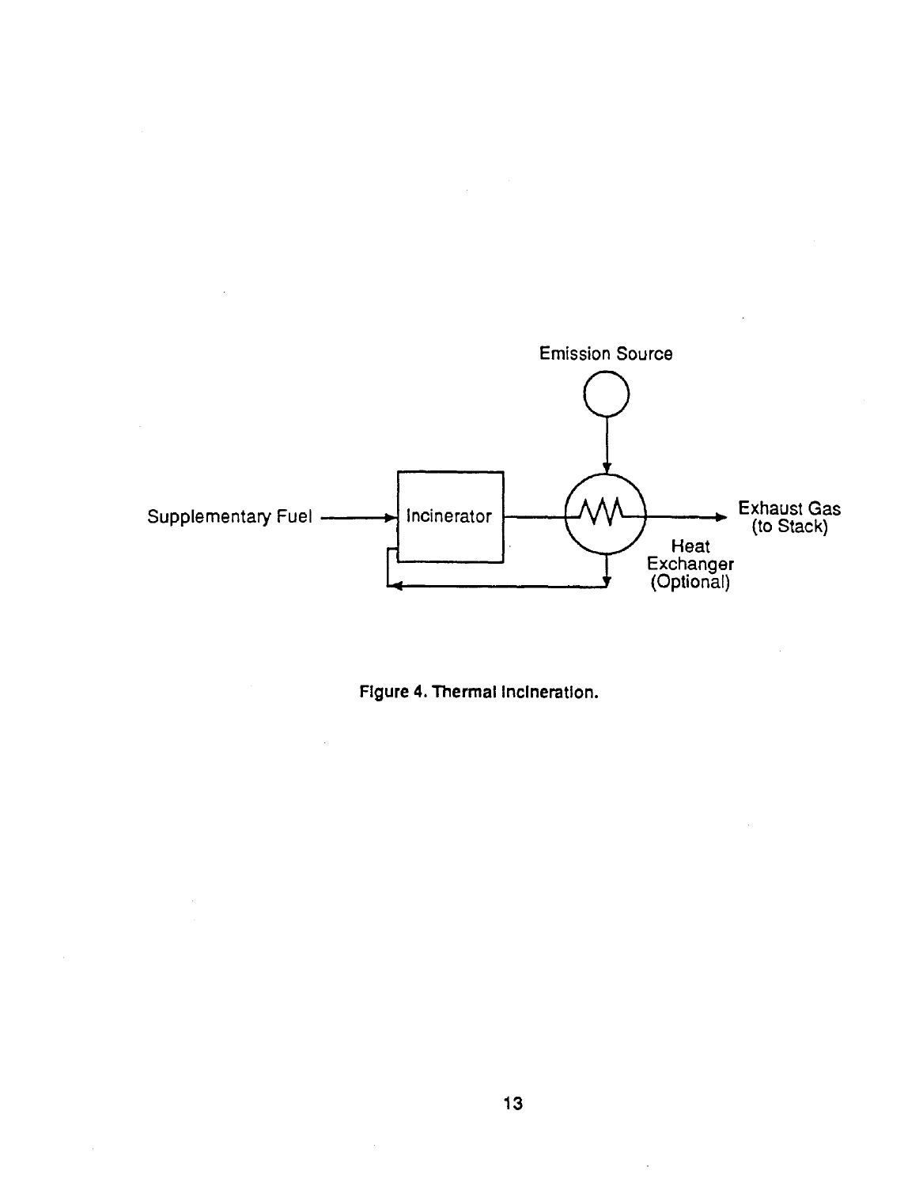Emission Source

Supplementary Fuel → Incinerator → Heat Exchanger (Optional) → Exhaust Gas (to Stack)

**Figure 4. Thermal Incineration.**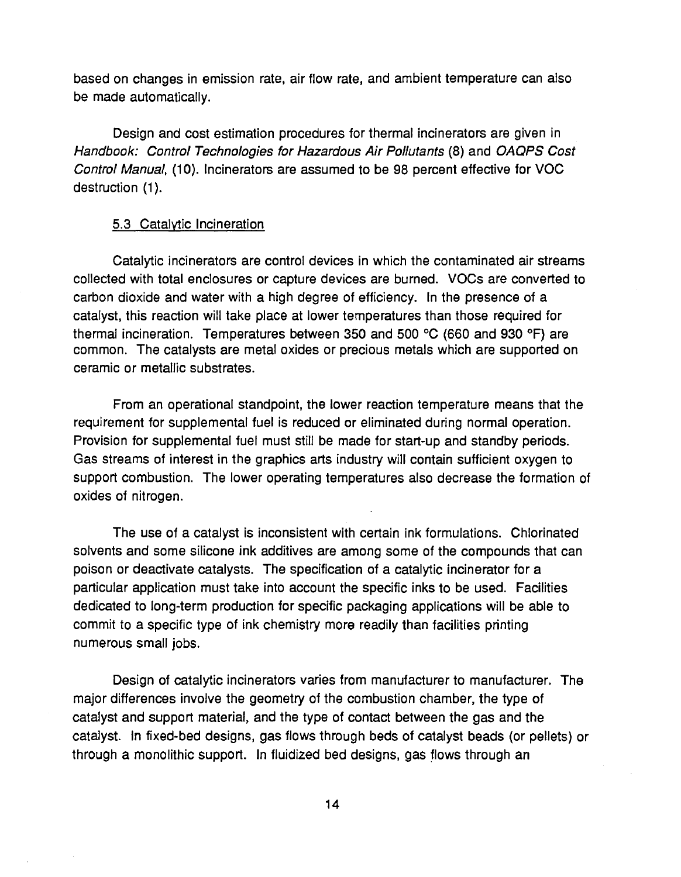based on changes in emission rate, air flow rate, and ambient temperature can also be made automatically.

Design and cost estimation procedures for thermal incinerators are given in *Handbook: Control Technologies for Hazardous Air Pollutants* (8) and *OAQPS Cost Control Manual*, (10). Incinerators are assumed to be 98 percent effective for VOC destruction (1).

### 5.3 Catalytic Incineration

Catalytic incinerators are control devices in which the contaminated air streams collected with total enclosures or capture devices are burned. VOCs are converted to carbon dioxide and water with a high degree of efficiency. In the presence of a catalyst, this reaction will take place at lower temperatures than those required for thermal incineration. Temperatures between 350 and 500 °C (660 and 930 °F) are common. The catalysts are metal oxides or precious metals which are supported on ceramic or metallic substrates.

From an operational standpoint, the lower reaction temperature means that the requirement for supplemental fuel is reduced or eliminated during normal operation. Provision for supplemental fuel must still be made for start-up and standby periods. Gas streams of interest in the graphics arts industry will contain sufficient oxygen to support combustion. The lower operating temperatures also decrease the formation of oxides of nitrogen.

The use of a catalyst is inconsistent with certain ink formulations. Chlorinated solvents and some silicone ink additives are among some of the compounds that can poison or deactivate catalysts. The specification of a catalytic incinerator for a particular application must take into account the specific inks to be used. Facilities dedicated to long-term production for specific packaging applications will be able to commit to a specific type of ink chemistry more readily than facilities printing numerous small jobs.

Design of catalytic incinerators varies from manufacturer to manufacturer. The major differences involve the geometry of the combustion chamber, the type of catalyst and support material, and the type of contact between the gas and the catalyst. In fixed-bed designs, gas flows through beds of catalyst beads (or pellets) or through a monolithic support. In fluidized bed designs, gas flows through an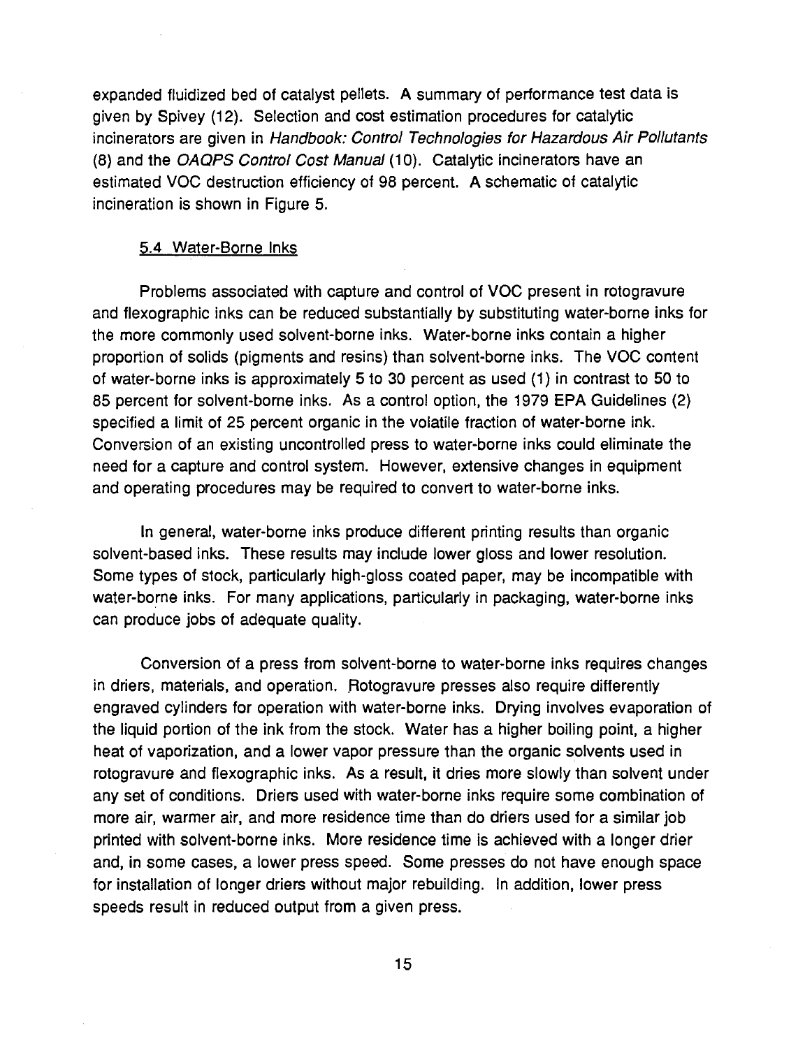expanded fluidized bed of catalyst pellets. A summary of performance test data is given by Spivey (12). Selection and cost estimation procedures for catalytic incinerators are given in *Handbook: Control Technologies for Hazardous Air Pollutants* (8) and the *OAQPS Control Cost Manual* (10). Catalytic incinerators have an estimated VOC destruction efficiency of 98 percent. A schematic of catalytic incineration is shown in Figure 5.

### 5.4 Water-Borne Inks

Problems associated with capture and control of VOC present in rotogravure and flexographic inks can be reduced substantially by substituting water-borne inks for the more commonly used solvent-borne inks. Water-borne inks contain a higher proportion of solids (pigments and resins) than solvent-borne inks. The VOC content of water-borne inks is approximately 5 to 30 percent as used (1) in contrast to 50 to 85 percent for solvent-borne inks. As a control option, the 1979 EPA Guidelines (2) specified a limit of 25 percent organic in the volatile fraction of water-borne ink. Conversion of an existing uncontrolled press to water-borne inks could eliminate the need for a capture and control system. However, extensive changes in equipment and operating procedures may be required to convert to water-borne inks.

In general, water-borne inks produce different printing results than organic solvent-based inks. These results may include lower gloss and lower resolution. Some types of stock, particularly high-gloss coated paper, may be incompatible with water-borne inks. For many applications, particularly in packaging, water-borne inks can produce jobs of adequate quality.

Conversion of a press from solvent-borne to water-borne inks requires changes in driers, materials, and operation. Rotogravure presses also require differently engraved cylinders for operation with water-borne inks. Drying involves evaporation of the liquid portion of the ink from the stock. Water has a higher boiling point, a higher heat of vaporization, and a lower vapor pressure than the organic solvents used in rotogravure and flexographic inks. As a result, it dries more slowly than solvent under any set of conditions. Driers used with water-borne inks require some combination of more air, warmer air, and more residence time than do driers used for a similar job printed with solvent-borne inks. More residence time is achieved with a longer drier and, in some cases, a lower press speed. Some presses do not have enough space for installation of longer driers without major rebuilding. In addition, lower press speeds result in reduced output from a given press.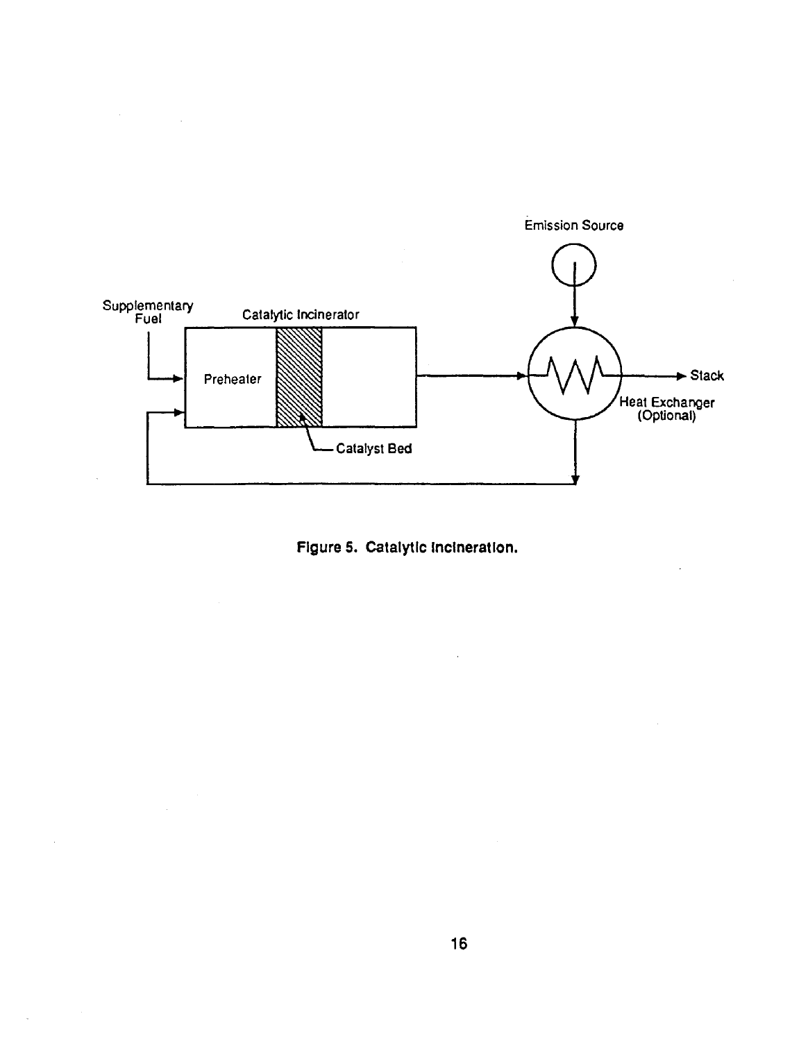**Figure 5. Catalytic Incineration.**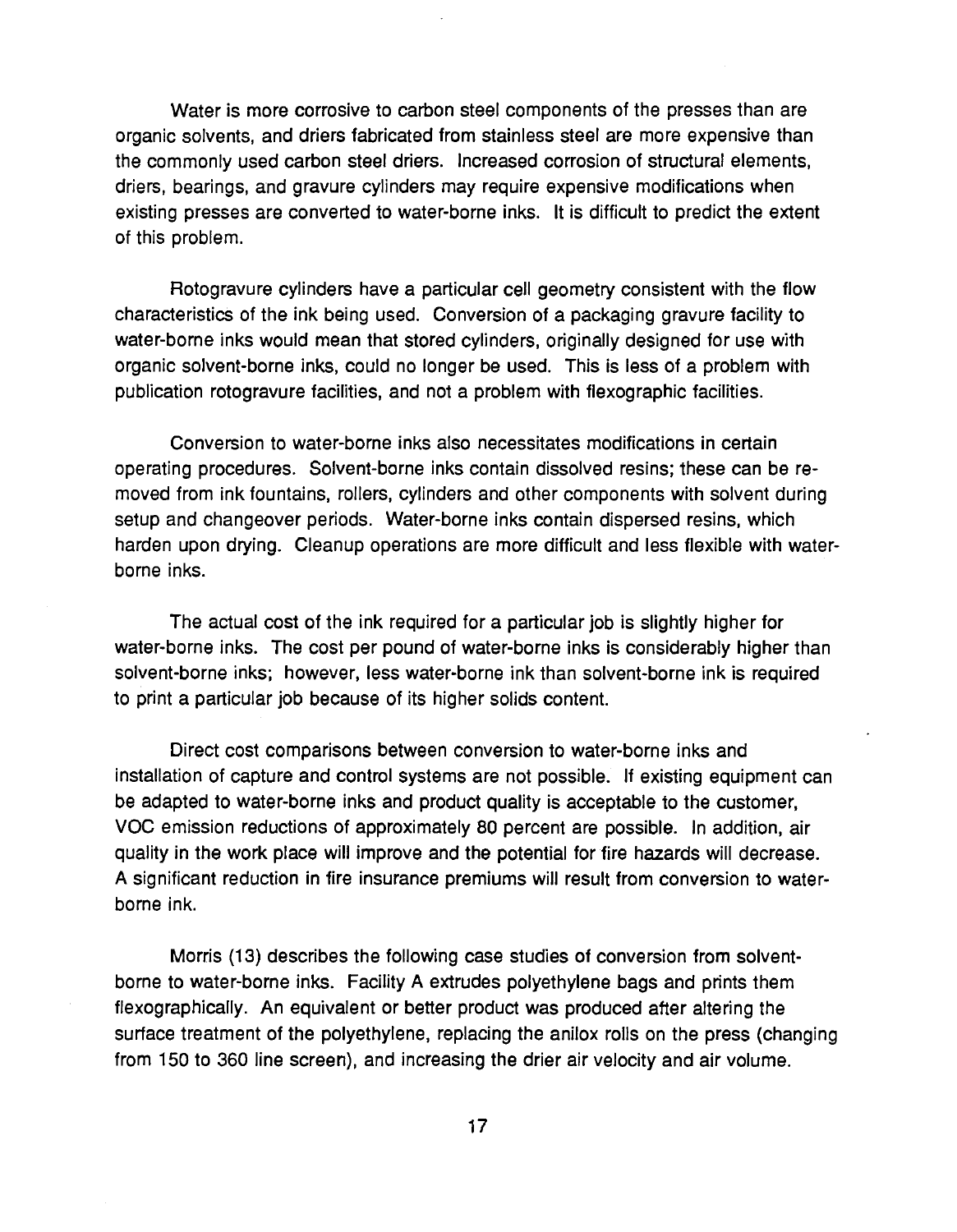Water is more corrosive to carbon steel components of the presses than are organic solvents, and driers fabricated from stainless steel are more expensive than the commonly used carbon steel driers. Increased corrosion of structural elements, driers, bearings, and gravure cylinders may require expensive modifications when existing presses are converted to water-borne inks. It is difficult to predict the extent of this problem.

Rotogravure cylinders have a particular cell geometry consistent with the flow characteristics of the ink being used. Conversion of a packaging gravure facility to water-borne inks would mean that stored cylinders, originally designed for use with organic solvent-borne inks, could no longer be used. This is less of a problem with publication rotogravure facilities, and not a problem with flexographic facilities.

Conversion to water-borne inks also necessitates modifications in certain operating procedures. Solvent-borne inks contain dissolved resins; these can be removed from ink fountains, rollers, cylinders and other components with solvent during setup and changeover periods. Water-borne inks contain dispersed resins, which harden upon drying. Cleanup operations are more difficult and less flexible with water-borne inks.

The actual cost of the ink required for a particular job is slightly higher for water-borne inks. The cost per pound of water-borne inks is considerably higher than solvent-borne inks; however, less water-borne ink than solvent-borne ink is required to print a particular job because of its higher solids content.

Direct cost comparisons between conversion to water-borne inks and installation of capture and control systems are not possible. If existing equipment can be adapted to water-borne inks and product quality is acceptable to the customer, VOC emission reductions of approximately 80 percent are possible. In addition, air quality in the work place will improve and the potential for fire hazards will decrease. A significant reduction in fire insurance premiums will result from conversion to water-borne ink.

Morris (13) describes the following case studies of conversion from solvent-borne to water-borne inks. Facility A extrudes polyethylene bags and prints them flexographically. An equivalent or better product was produced after altering the surface treatment of the polyethylene, replacing the anilox rolls on the press (changing from 150 to 360 line screen), and increasing the drier air velocity and air volume.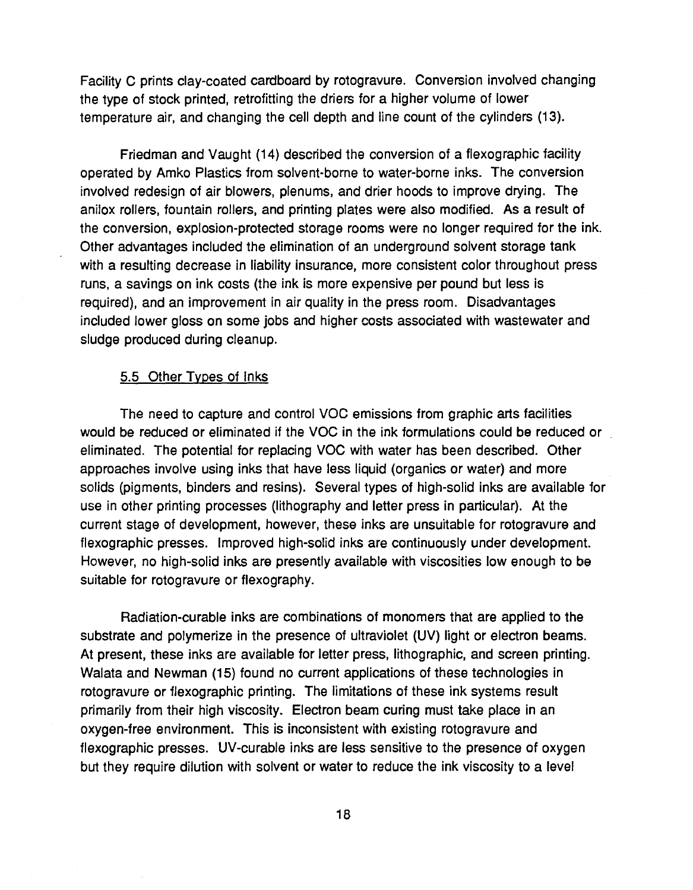Facility C prints clay-coated cardboard by rotogravure. Conversion involved changing the type of stock printed, retrofitting the driers for a higher volume of lower temperature air, and changing the cell depth and line count of the cylinders (13).

Friedman and Vaught (14) described the conversion of a flexographic facility operated by Amko Plastics from solvent-borne to water-borne inks. The conversion involved redesign of air blowers, plenums, and drier hoods to improve drying. The anilox rollers, fountain rollers, and printing plates were also modified. As a result of the conversion, explosion-protected storage rooms were no longer required for the ink. Other advantages included the elimination of an underground solvent storage tank with a resulting decrease in liability insurance, more consistent color throughout press runs, a savings on ink costs (the ink is more expensive per pound but less is required), and an improvement in air quality in the press room. Disadvantages included lower gloss on some jobs and higher costs associated with wastewater and sludge produced during cleanup.

## 5.5 Other Types of Inks

The need to capture and control VOC emissions from graphic arts facilities would be reduced or eliminated if the VOC in the ink formulations could be reduced or eliminated. The potential for replacing VOC with water has been described. Other approaches involve using inks that have less liquid (organics or water) and more solids (pigments, binders and resins). Several types of high-solid inks are available for use in other printing processes (lithography and letter press in particular). At the current stage of development, however, these inks are unsuitable for rotogravure and flexographic presses. Improved high-solid inks are continuously under development. However, no high-solid inks are presently available with viscosities low enough to be suitable for rotogravure or flexography.

Radiation-curable inks are combinations of monomers that are applied to the substrate and polymerize in the presence of ultraviolet (UV) light or electron beams. At present, these inks are available for letter press, lithographic, and screen printing. Walata and Newman (15) found no current applications of these technologies in rotogravure or flexographic printing. The limitations of these ink systems result primarily from their high viscosity. Electron beam curing must take place in an oxygen-free environment. This is inconsistent with existing rotogravure and flexographic presses. UV-curable inks are less sensitive to the presence of oxygen but they require dilution with solvent or water to reduce the ink viscosity to a level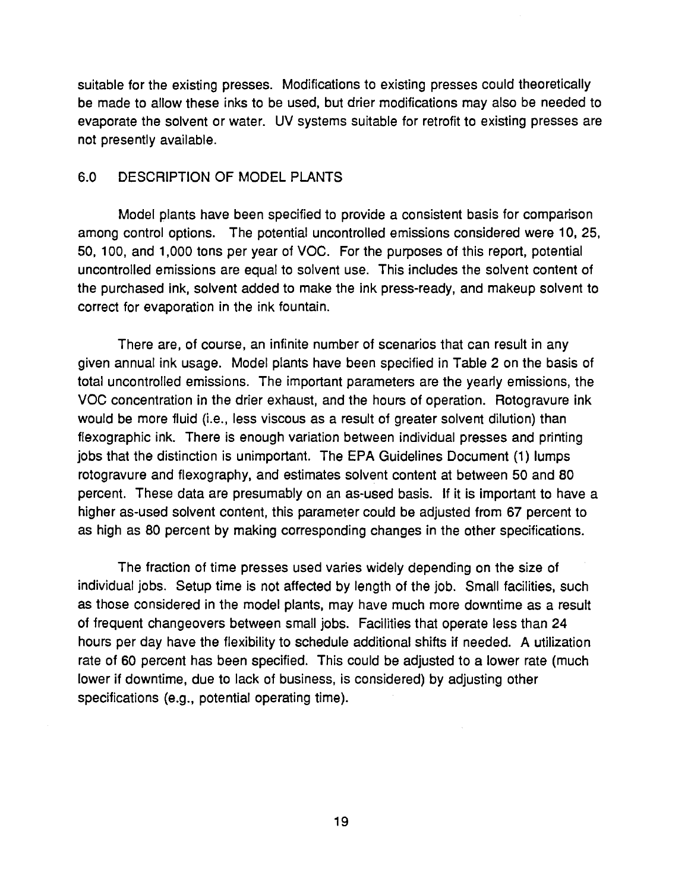suitable for the existing presses. Modifications to existing presses could theoretically be made to allow these inks to be used, but drier modifications may also be needed to evaporate the solvent or water. UV systems suitable for retrofit to existing presses are not presently available.

## 6.0 DESCRIPTION OF MODEL PLANTS

Model plants have been specified to provide a consistent basis for comparison among control options. The potential uncontrolled emissions considered were 10, 25, 50, 100, and 1,000 tons per year of VOC. For the purposes of this report, potential uncontrolled emissions are equal to solvent use. This includes the solvent content of the purchased ink, solvent added to make the ink press-ready, and makeup solvent to correct for evaporation in the ink fountain.

There are, of course, an infinite number of scenarios that can result in any given annual ink usage. Model plants have been specified in Table 2 on the basis of total uncontrolled emissions. The important parameters are the yearly emissions, the VOC concentration in the drier exhaust, and the hours of operation. Rotogravure ink would be more fluid (i.e., less viscous as a result of greater solvent dilution) than flexographic ink. There is enough variation between individual presses and printing jobs that the distinction is unimportant. The EPA Guidelines Document (1) lumps rotogravure and flexography, and estimates solvent content at between 50 and 80 percent. These data are presumably on an as-used basis. If it is important to have a higher as-used solvent content, this parameter could be adjusted from 67 percent to as high as 80 percent by making corresponding changes in the other specifications.

The fraction of time presses used varies widely depending on the size of individual jobs. Setup time is not affected by length of the job. Small facilities, such as those considered in the model plants, may have much more downtime as a result of frequent changeovers between small jobs. Facilities that operate less than 24 hours per day have the flexibility to schedule additional shifts if needed. A utilization rate of 60 percent has been specified. This could be adjusted to a lower rate (much lower if downtime, due to lack of business, is considered) by adjusting other specifications (e.g., potential operating time).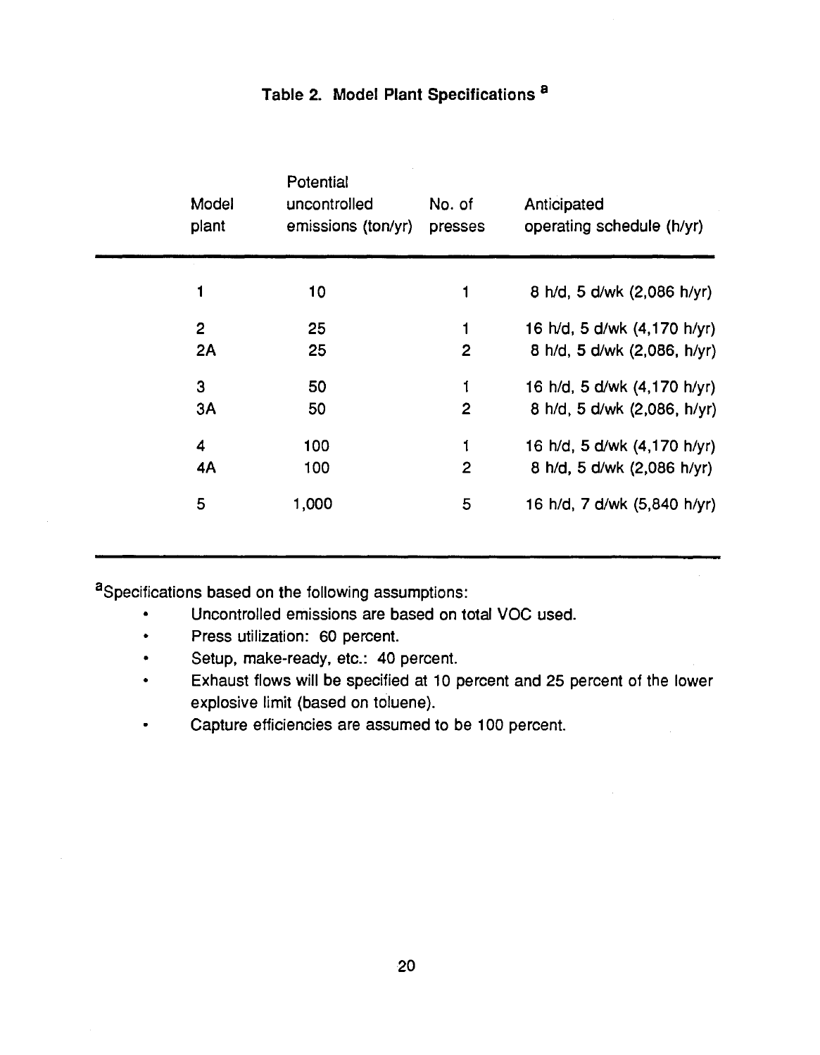**Table 2. Model Plant Specifications [a]**

| Model plant | Potential uncontrolled emissions (ton/yr) | No. of presses | Anticipated operating schedule (h/yr) |
|---|---|---|---|
| 1 | 10 | 1 | 8 h/d, 5 d/wk (2,086 h/yr) |
| 2 | 25 | 1 | 16 h/d, 5 d/wk (4,170 h/yr) |
| 2A | 25 | 2 | 8 h/d, 5 d/wk (2,086, h/yr) |
| 3 | 50 | 1 | 16 h/d, 5 d/wk (4,170 h/yr) |
| 3A | 50 | 2 | 8 h/d, 5 d/wk (2,086, h/yr) |
| 4 | 100 | 1 | 16 h/d, 5 d/wk (4,170 h/yr) |
| 4A | 100 | 2 | 8 h/d, 5 d/wk (2,086 h/yr) |
| 5 | 1,000 | 5 | 16 h/d, 7 d/wk (5,840 h/yr) |

[a]Specifications based on the following assumptions:

- Uncontrolled emissions are based on total VOC used.
- Press utilization: 60 percent.
- Setup, make-ready, etc.: 40 percent.
- Exhaust flows will be specified at 10 percent and 25 percent of the lower explosive limit (based on toluene).
- Capture efficiencies are assumed to be 100 percent.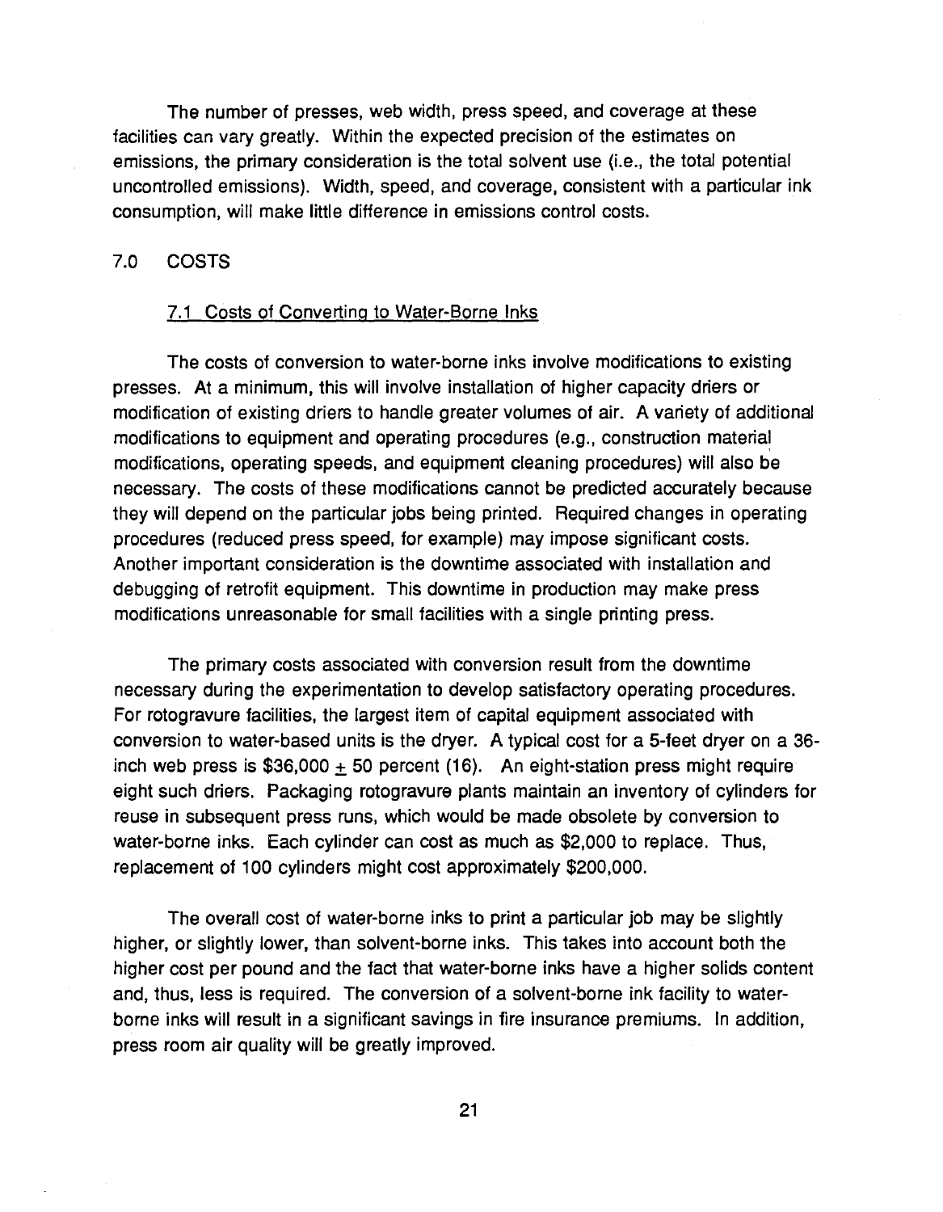The number of presses, web width, press speed, and coverage at these facilities can vary greatly. Within the expected precision of the estimates on emissions, the primary consideration is the total solvent use (i.e., the total potential uncontrolled emissions). Width, speed, and coverage, consistent with a particular ink consumption, will make little difference in emissions control costs.

# 7.0 COSTS

## 7.1 Costs of Converting to Water-Borne Inks

The costs of conversion to water-borne inks involve modifications to existing presses. At a minimum, this will involve installation of higher capacity driers or modification of existing driers to handle greater volumes of air. A variety of additional modifications to equipment and operating procedures (e.g., construction material modifications, operating speeds, and equipment cleaning procedures) will also be necessary. The costs of these modifications cannot be predicted accurately because they will depend on the particular jobs being printed. Required changes in operating procedures (reduced press speed, for example) may impose significant costs. Another important consideration is the downtime associated with installation and debugging of retrofit equipment. This downtime in production may make press modifications unreasonable for small facilities with a single printing press.

The primary costs associated with conversion result from the downtime necessary during the experimentation to develop satisfactory operating procedures. For rotogravure facilities, the largest item of capital equipment associated with conversion to water-based units is the dryer. A typical cost for a 5-feet dryer on a 36-inch web press is $36,000 ± 50 percent (16). An eight-station press might require eight such driers. Packaging rotogravure plants maintain an inventory of cylinders for reuse in subsequent press runs, which would be made obsolete by conversion to water-borne inks. Each cylinder can cost as much as $2,000 to replace. Thus, replacement of 100 cylinders might cost approximately $200,000.

The overall cost of water-borne inks to print a particular job may be slightly higher, or slightly lower, than solvent-borne inks. This takes into account both the higher cost per pound and the fact that water-borne inks have a higher solids content and, thus, less is required. The conversion of a solvent-borne ink facility to water-borne inks will result in a significant savings in fire insurance premiums. In addition, press room air quality will be greatly improved.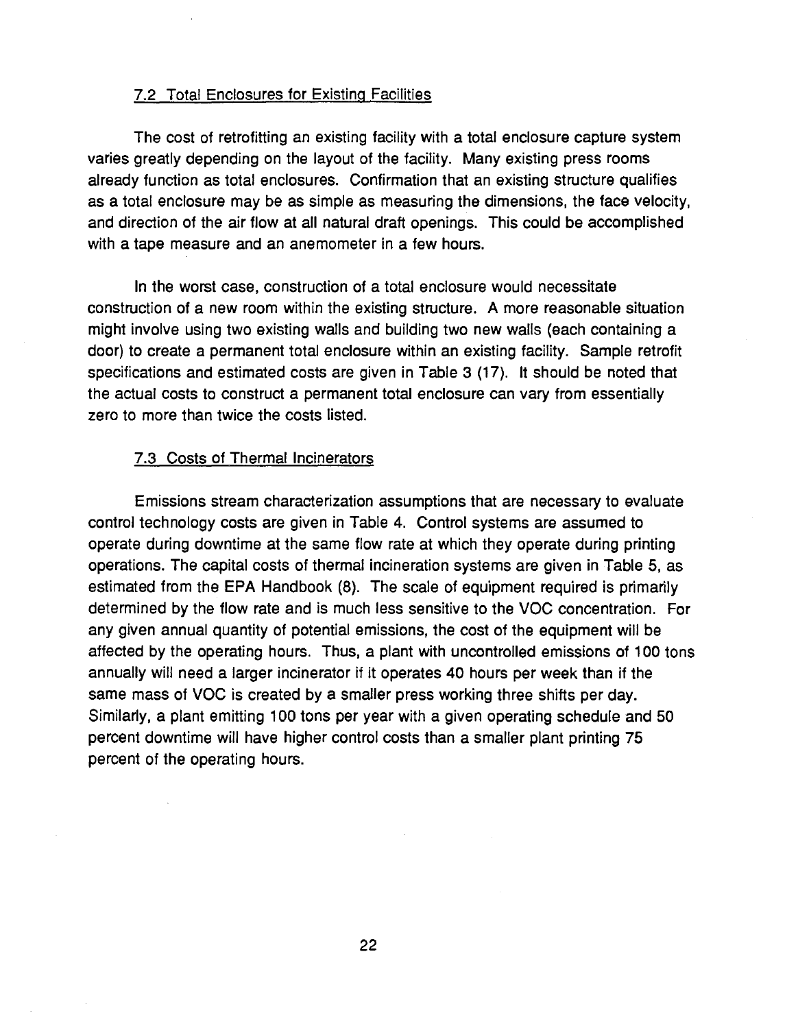### 7.2 Total Enclosures for Existing Facilities

The cost of retrofitting an existing facility with a total enclosure capture system varies greatly depending on the layout of the facility. Many existing press rooms already function as total enclosures. Confirmation that an existing structure qualifies as a total enclosure may be as simple as measuring the dimensions, the face velocity, and direction of the air flow at all natural draft openings. This could be accomplished with a tape measure and an anemometer in a few hours.

In the worst case, construction of a total enclosure would necessitate construction of a new room within the existing structure. A more reasonable situation might involve using two existing walls and building two new walls (each containing a door) to create a permanent total enclosure within an existing facility. Sample retrofit specifications and estimated costs are given in Table 3 (17). It should be noted that the actual costs to construct a permanent total enclosure can vary from essentially zero to more than twice the costs listed.

### 7.3 Costs of Thermal Incinerators

Emissions stream characterization assumptions that are necessary to evaluate control technology costs are given in Table 4. Control systems are assumed to operate during downtime at the same flow rate at which they operate during printing operations. The capital costs of thermal incineration systems are given in Table 5, as estimated from the EPA Handbook (8). The scale of equipment required is primarily determined by the flow rate and is much less sensitive to the VOC concentration. For any given annual quantity of potential emissions, the cost of the equipment will be affected by the operating hours. Thus, a plant with uncontrolled emissions of 100 tons annually will need a larger incinerator if it operates 40 hours per week than if the same mass of VOC is created by a smaller press working three shifts per day. Similarly, a plant emitting 100 tons per year with a given operating schedule and 50 percent downtime will have higher control costs than a smaller plant printing 75 percent of the operating hours.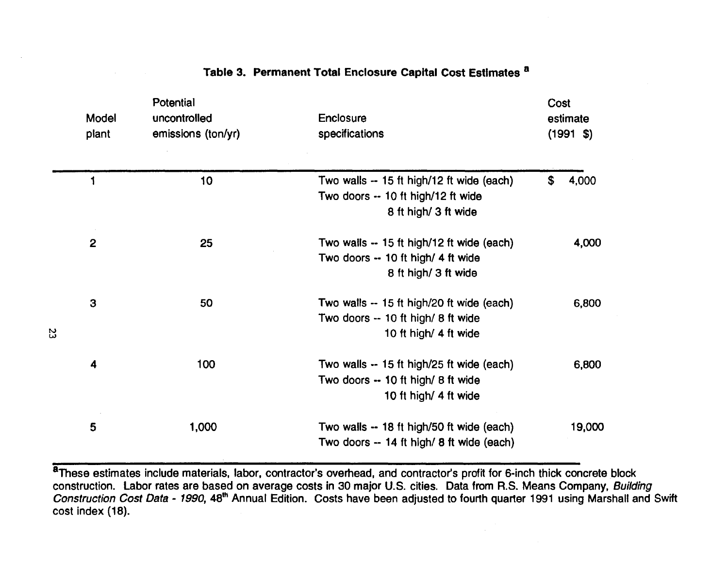**Table 3. Permanent Total Enclosure Capital Cost Estimates [a]**

| Model plant | Potential uncontrolled emissions (ton/yr) | Enclosure specifications | Cost estimate (1991 $) |
|---|---|---|---|
| 1 | 10 | Two walls -- 15 ft high/12 ft wide (each)<br>Two doors -- 10 ft high/12 ft wide<br>8 ft high/ 3 ft wide | $ 4,000 |
| 2 | 25 | Two walls -- 15 ft high/12 ft wide (each)<br>Two doors -- 10 ft high/ 4 ft wide<br>8 ft high/ 3 ft wide | 4,000 |
| 3 | 50 | Two walls -- 15 ft high/20 ft wide (each)<br>Two doors -- 10 ft high/ 8 ft wide<br>10 ft high/ 4 ft wide | 6,800 |
| 4 | 100 | Two walls -- 15 ft high/25 ft wide (each)<br>Two doors -- 10 ft high/ 8 ft wide<br>10 ft high/ 4 ft wide | 6,800 |
| 5 | 1,000 | Two walls -- 18 ft high/50 ft wide (each)<br>Two doors -- 14 ft high/ 8 ft wide (each) | 19,000 |

[a]These estimates include materials, labor, contractor's overhead, and contractor's profit for 6-inch thick concrete block construction. Labor rates are based on average costs in 30 major U.S. cities. Data from R.S. Means Company, *Building Construction Cost Data - 1990*, 48th Annual Edition. Costs have been adjusted to fourth quarter 1991 using Marshall and Swift cost index (18).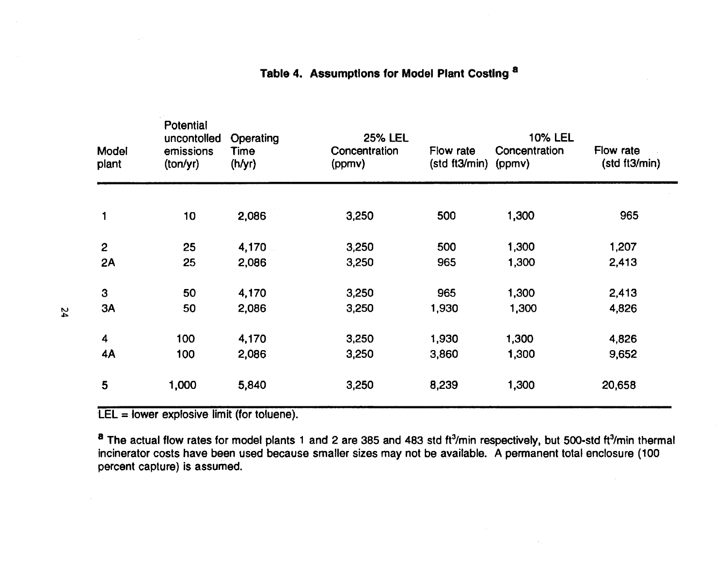### Table 4. Assumptions for Model Plant Costing [a]

| Model plant | Potential uncontolled emissions (ton/yr) | Operating Time (h/yr) | 25% LEL Concentration (ppmv) | Flow rate (std ft3/min) | 10% LEL Concentration (ppmv) | Flow rate (std ft3/min) |
|---|---|---|---|---|---|---|
| 1 | 10 | 2,086 | 3,250 | 500 | 1,300 | 965 |
| 2 | 25 | 4,170 | 3,250 | 500 | 1,300 | 1,207 |
| 2A | 25 | 2,086 | 3,250 | 965 | 1,300 | 2,413 |
| 3 | 50 | 4,170 | 3,250 | 965 | 1,300 | 2,413 |
| 3A | 50 | 2,086 | 3,250 | 1,930 | 1,300 | 4,826 |
| 4 | 100 | 4,170 | 3,250 | 1,930 | 1,300 | 4,826 |
| 4A | 100 | 2,086 | 3,250 | 3,860 | 1,300 | 9,652 |
| 5 | 1,000 | 5,840 | 3,250 | 8,239 | 1,300 | 20,658 |

LEL = lower explosive limit (for toluene).

[a] The actual flow rates for model plants 1 and 2 are 385 and 483 std $ft^3$/min respectively, but 500-std $ft^3$/min thermal incinerator costs have been used because smaller sizes may not be available. A permanent total enclosure (100 percent capture) is assumed.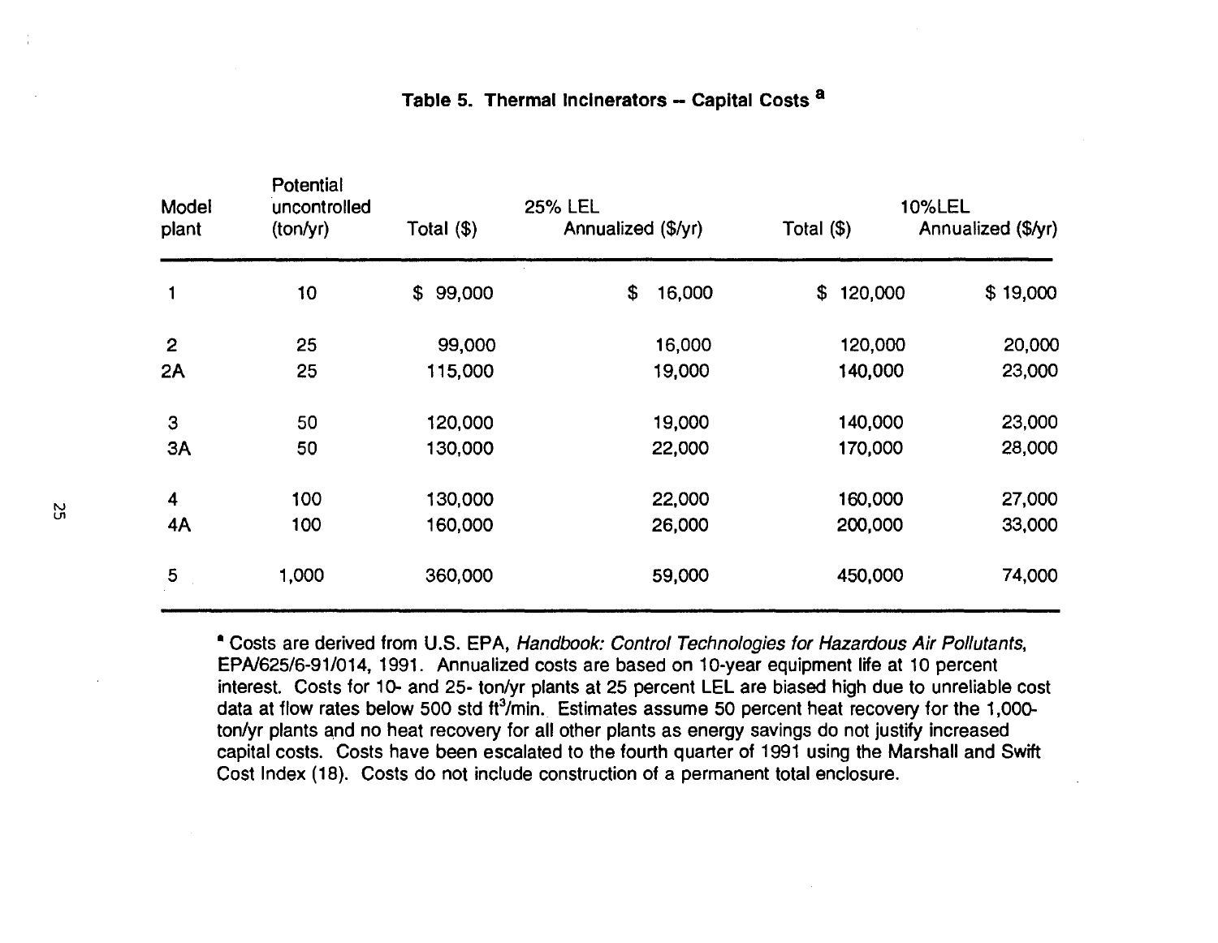**Table 5. Thermal Incinerators -- Capital Costs [a]**

| Model plant | Potential uncontrolled (ton/yr) | 25% LEL | | 10%LEL | |
|---|---|---|---|---|---|
| | | Total ($) | Annualized ($/yr) | Total ($) | Annualized ($/yr) |
| 1 | 10 | $ 99,000 | $ 16,000 | $ 120,000 | $ 19,000 |
| 2 | 25 | 99,000 | 16,000 | 120,000 | 20,000 |
| 2A | 25 | 115,000 | 19,000 | 140,000 | 23,000 |
| 3 | 50 | 120,000 | 19,000 | 140,000 | 23,000 |
| 3A | 50 | 130,000 | 22,000 | 170,000 | 28,000 |
| 4 | 100 | 130,000 | 22,000 | 160,000 | 27,000 |
| 4A | 100 | 160,000 | 26,000 | 200,000 | 33,000 |
| 5 | 1,000 | 360,000 | 59,000 | 450,000 | 74,000 |

[a] Costs are derived from U.S. EPA, *Handbook: Control Technologies for Hazardous Air Pollutants*, EPA/625/6-91/014, 1991. Annualized costs are based on 10-year equipment life at 10 percent interest. Costs for 10- and 25- ton/yr plants at 25 percent LEL are biased high due to unreliable cost data at flow rates below 500 std $ft^3$/min. Estimates assume 50 percent heat recovery for the 1,000-ton/yr plants and no heat recovery for all other plants as energy savings do not justify increased capital costs. Costs have been escalated to the fourth quarter of 1991 using the Marshall and Swift Cost Index (18). Costs do not include construction of a permanent total enclosure.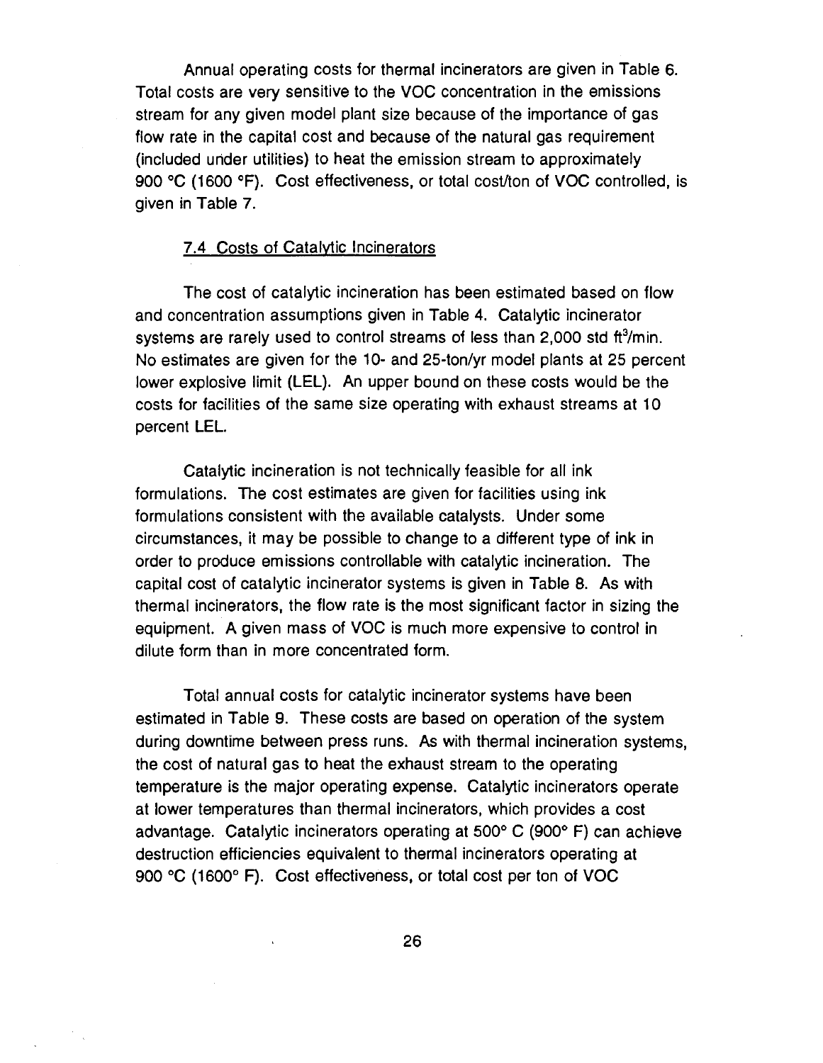Annual operating costs for thermal incinerators are given in Table 6. Total costs are very sensitive to the VOC concentration in the emissions stream for any given model plant size because of the importance of gas flow rate in the capital cost and because of the natural gas requirement (included under utilities) to heat the emission stream to approximately 900 °C (1600 °F). Cost effectiveness, or total cost/ton of VOC controlled, is given in Table 7.

### 7.4 Costs of Catalytic Incinerators

The cost of catalytic incineration has been estimated based on flow and concentration assumptions given in Table 4. Catalytic incinerator systems are rarely used to control streams of less than 2,000 std $ft^3$/min. No estimates are given for the 10- and 25-ton/yr model plants at 25 percent lower explosive limit (LEL). An upper bound on these costs would be the costs for facilities of the same size operating with exhaust streams at 10 percent LEL.

Catalytic incineration is not technically feasible for all ink formulations. The cost estimates are given for facilities using ink formulations consistent with the available catalysts. Under some circumstances, it may be possible to change to a different type of ink in order to produce emissions controllable with catalytic incineration. The capital cost of catalytic incinerator systems is given in Table 8. As with thermal incinerators, the flow rate is the most significant factor in sizing the equipment. A given mass of VOC is much more expensive to control in dilute form than in more concentrated form.

Total annual costs for catalytic incinerator systems have been estimated in Table 9. These costs are based on operation of the system during downtime between press runs. As with thermal incineration systems, the cost of natural gas to heat the exhaust stream to the operating temperature is the major operating expense. Catalytic incinerators operate at lower temperatures than thermal incinerators, which provides a cost advantage. Catalytic incinerators operating at 500° C (900° F) can achieve destruction efficiencies equivalent to thermal incinerators operating at 900 °C (1600° F). Cost effectiveness, or total cost per ton of VOC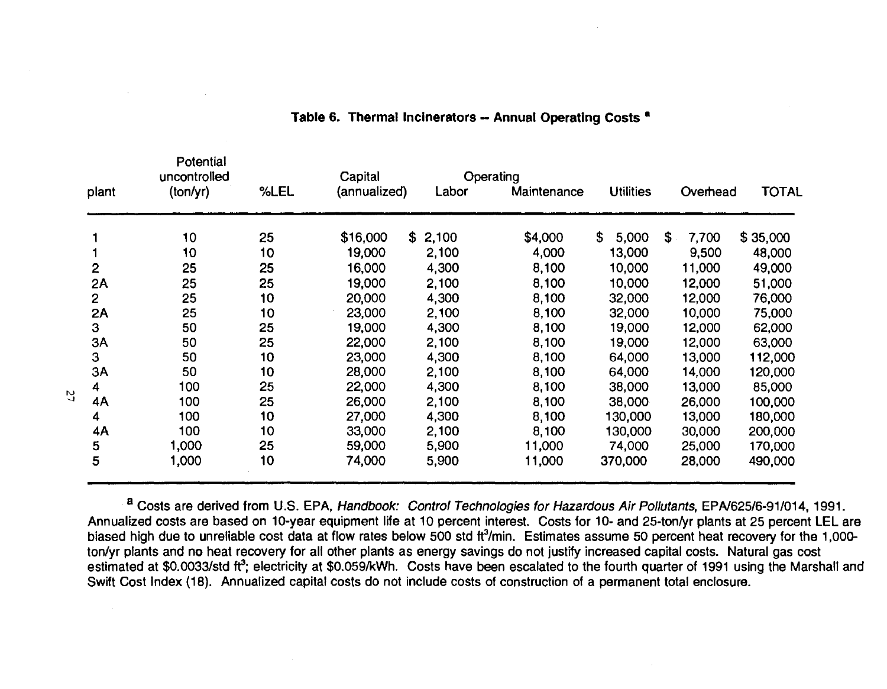**Table 6. Thermal Incinerators -- Annual Operating Costs [a]**

| plant | Potential uncontrolled (ton/yr) | %LEL | Capital (annualized) | Operating Labor | Maintenance | Utilities | Overhead | TOTAL |
|---|---|---|---|---|---|---|---|---|
| 1 | 10 | 25 | $16,000 | $ 2,100 | $4,000 | $ 5,000 | $ 7,700 | $ 35,000 |
| 1 | 10 | 10 | 19,000 | 2,100 | 4,000 | 13,000 | 9,500 | 48,000 |
| 2 | 25 | 25 | 16,000 | 4,300 | 8,100 | 10,000 | 11,000 | 49,000 |
| 2A | 25 | 25 | 19,000 | 2,100 | 8,100 | 10,000 | 12,000 | 51,000 |
| 2 | 25 | 10 | 20,000 | 4,300 | 8,100 | 32,000 | 12,000 | 76,000 |
| 2A | 25 | 10 | 23,000 | 2,100 | 8,100 | 32,000 | 10,000 | 75,000 |
| 3 | 50 | 25 | 19,000 | 4,300 | 8,100 | 19,000 | 12,000 | 62,000 |
| 3A | 50 | 25 | 22,000 | 2,100 | 8,100 | 19,000 | 12,000 | 63,000 |
| 3 | 50 | 10 | 23,000 | 4,300 | 8,100 | 64,000 | 13,000 | 112,000 |
| 3A | 50 | 10 | 28,000 | 2,100 | 8,100 | 64,000 | 14,000 | 120,000 |
| 4 | 100 | 25 | 22,000 | 4,300 | 8,100 | 38,000 | 13,000 | 85,000 |
| 4A | 100 | 25 | 26,000 | 2,100 | 8,100 | 38,000 | 26,000 | 100,000 |
| 4 | 100 | 10 | 27,000 | 4,300 | 8,100 | 130,000 | 13,000 | 180,000 |
| 4A | 100 | 10 | 33,000 | 2,100 | 8,100 | 130,000 | 30,000 | 200,000 |
| 5 | 1,000 | 25 | 59,000 | 5,900 | 11,000 | 74,000 | 25,000 | 170,000 |
| 5 | 1,000 | 10 | 74,000 | 5,900 | 11,000 | 370,000 | 28,000 | 490,000 |

[a] Costs are derived from U.S. EPA, *Handbook: Control Technologies for Hazardous Air Pollutants*, EPA/625/6-91/014, 1991. Annualized costs are based on 10-year equipment life at 10 percent interest. Costs for 10- and 25-ton/yr plants at 25 percent LEL are biased high due to unreliable cost data at flow rates below 500 std ft$^3$/min. Estimates assume 50 percent heat recovery for the 1,000-ton/yr plants and no heat recovery for all other plants as energy savings do not justify increased capital costs. Natural gas cost estimated at $0.0033/std ft$^3$; electricity at $0.059/kWh. Costs have been escalated to the fourth quarter of 1991 using the Marshall and Swift Cost Index (18). Annualized capital costs do not include costs of construction of a permanent total enclosure.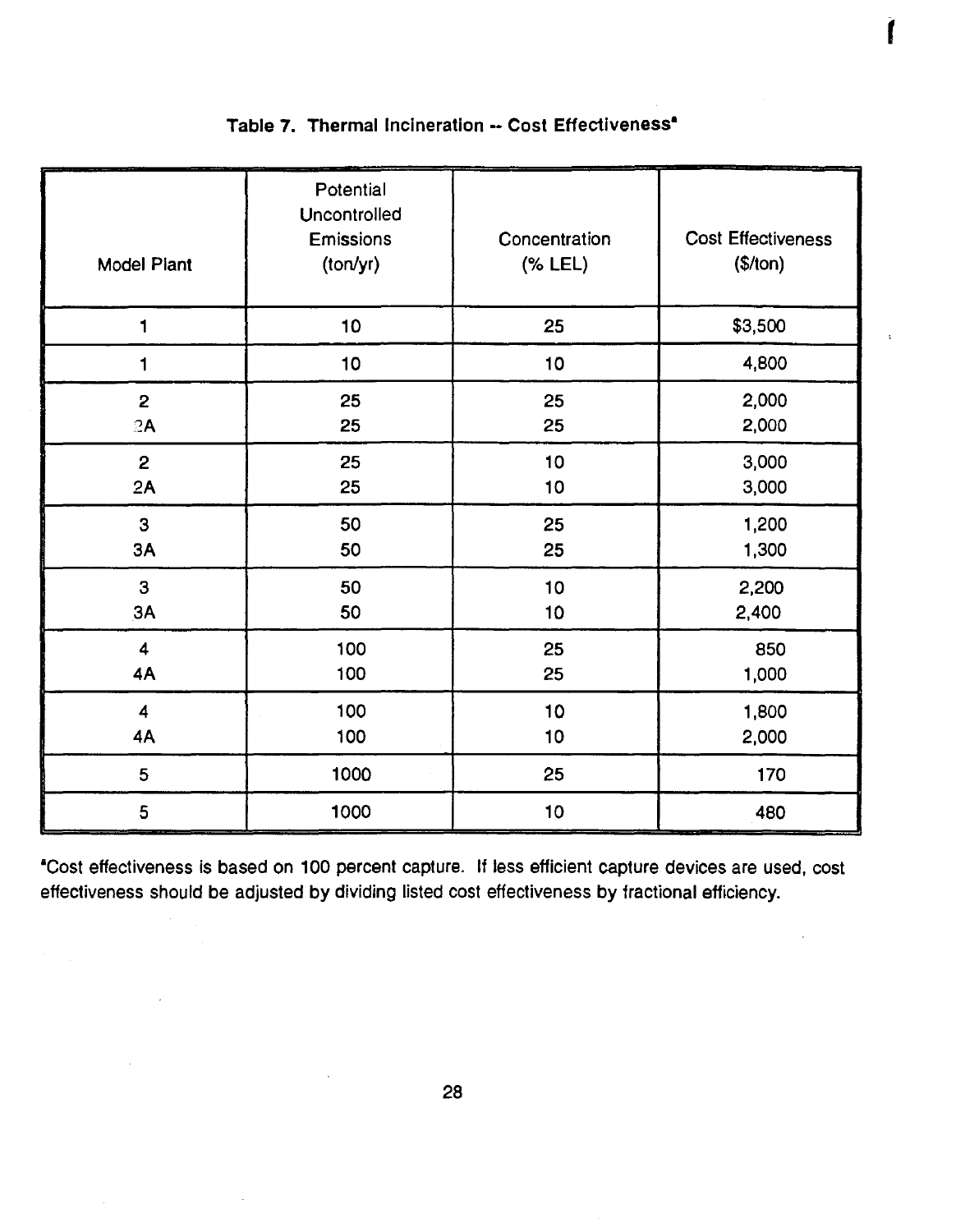**Table 7. Thermal Incineration -- Cost Effectiveness[a]**

| Model Plant | Potential Uncontrolled Emissions (ton/yr) | Concentration (% LEL) | Cost Effectiveness ($/ton) |
|---|---|---|---|
| 1 | 10 | 25 | $3,500 |
| 1 | 10 | 10 | 4,800 |
| 2 | 25 | 25 | 2,000 |
| 2A | 25 | 25 | 2,000 |
| 2 | 25 | 10 | 3,000 |
| 2A | 25 | 10 | 3,000 |
| 3 | 50 | 25 | 1,200 |
| 3A | 50 | 25 | 1,300 |
| 3 | 50 | 10 | 2,200 |
| 3A | 50 | 10 | 2,400 |
| 4 | 100 | 25 | 850 |
| 4A | 100 | 25 | 1,000 |
| 4 | 100 | 10 | 1,800 |
| 4A | 100 | 10 | 2,000 |
| 5 | 1000 | 25 | 170 |
| 5 | 1000 | 10 | 480 |

[a]Cost effectiveness is based on 100 percent capture. If less efficient capture devices are used, cost effectiveness should be adjusted by dividing listed cost effectiveness by fractional efficiency.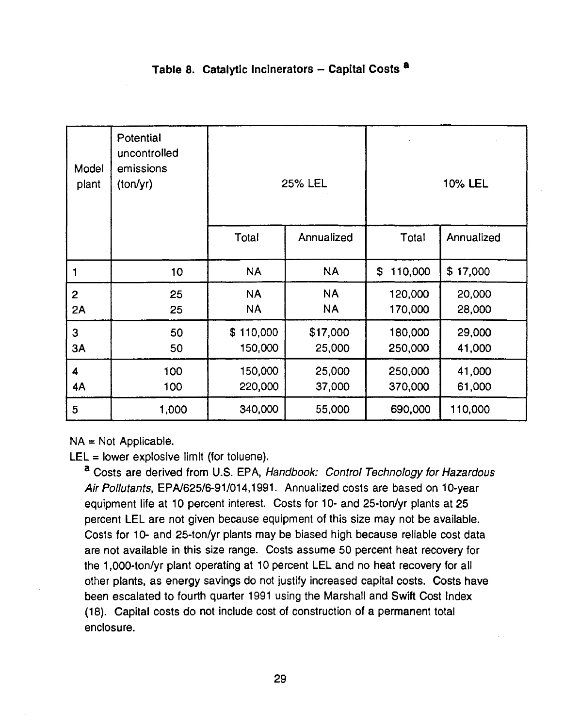### Table 8. Catalytic Incinerators – Capital Costs [a]

| Model plant | Potential uncontrolled emissions (ton/yr) | 25% LEL | | 10% LEL | |
|---|---|---|---|---|---|
| | | Total | Annualized | Total | Annualized |
| 1 | 10 | NA | NA | $ 110,000 | $ 17,000 |
| 2 | 25 | NA | NA | 120,000 | 20,000 |
| 2A | 25 | NA | NA | 170,000 | 28,000 |
| 3 | 50 | $ 110,000 | $17,000 | 180,000 | 29,000 |
| 3A | 50 | 150,000 | 25,000 | 250,000 | 41,000 |
| 4 | 100 | 150,000 | 25,000 | 250,000 | 41,000 |
| 4A | 100 | 220,000 | 37,000 | 370,000 | 61,000 |
| 5 | 1,000 | 340,000 | 55,000 | 690,000 | 110,000 |

NA = Not Applicable.

LEL = lower explosive limit (for toluene).

[a] Costs are derived from U.S. EPA, *Handbook: Control Technology for Hazardous Air Pollutants*, EPA/625/6-91/014,1991. Annualized costs are based on 10-year equipment life at 10 percent interest. Costs for 10- and 25-ton/yr plants at 25 percent LEL are not given because equipment of this size may not be available. Costs for 10- and 25-ton/yr plants may be biased high because reliable cost data are not available in this size range. Costs assume 50 percent heat recovery for the 1,000-ton/yr plant operating at 10 percent LEL and no heat recovery for all other plants, as energy savings do not justify increased capital costs. Costs have been escalated to fourth quarter 1991 using the Marshall and Swift Cost Index (18). Capital costs do not include cost of construction of a permanent total enclosure.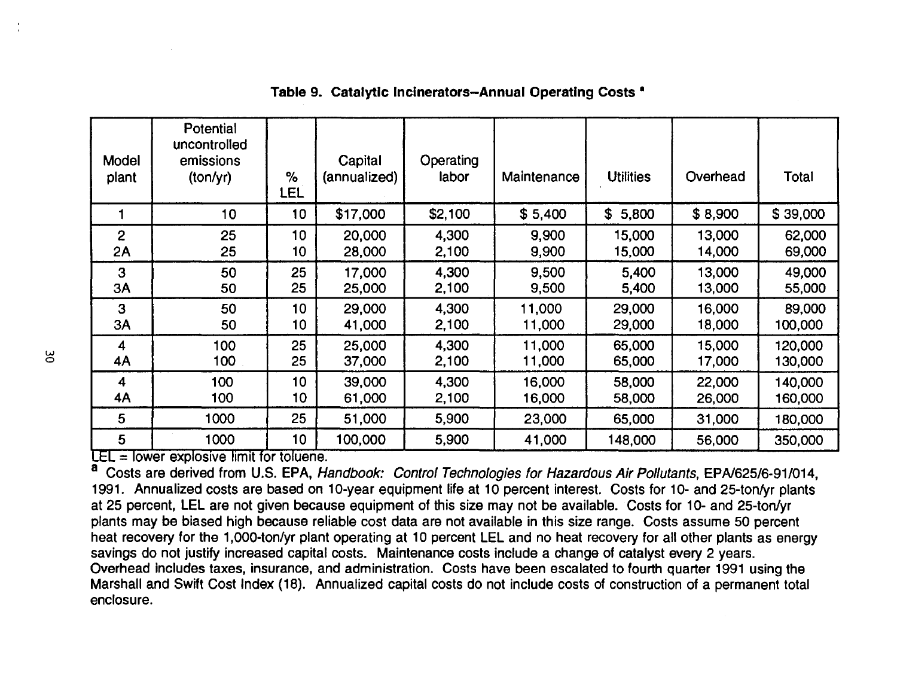**Table 9. Catalytic Incinerators–Annual Operating Costs [a]**

| Model plant | Potential uncontrolled emissions (ton/yr) | % LEL | Capital (annualized) | Operating labor | Maintenance | Utilities | Overhead | Total |
|---|---|---|---|---|---|---|---|---|
| 1 | 10 | 10 | $17,000 | $2,100 | $ 5,400 | $ 5,800 | $ 8,900 | $ 39,000 |
| 2 | 25 | 10 | 20,000 | 4,300 | 9,900 | 15,000 | 13,000 | 62,000 |
| 2A | 25 | 10 | 28,000 | 2,100 | 9,900 | 15,000 | 14,000 | 69,000 |
| 3 | 50 | 25 | 17,000 | 4,300 | 9,500 | 5,400 | 13,000 | 49,000 |
| 3A | 50 | 25 | 25,000 | 2,100 | 9,500 | 5,400 | 13,000 | 55,000 |
| 3 | 50 | 10 | 29,000 | 4,300 | 11,000 | 29,000 | 16,000 | 89,000 |
| 3A | 50 | 10 | 41,000 | 2,100 | 11,000 | 29,000 | 18,000 | 100,000 |
| 4 | 100 | 25 | 25,000 | 4,300 | 11,000 | 65,000 | 15,000 | 120,000 |
| 4A | 100 | 25 | 37,000 | 2,100 | 11,000 | 65,000 | 17,000 | 130,000 |
| 4 | 100 | 10 | 39,000 | 4,300 | 16,000 | 58,000 | 22,000 | 140,000 |
| 4A | 100 | 10 | 61,000 | 2,100 | 16,000 | 58,000 | 26,000 | 160,000 |
| 5 | 1000 | 25 | 51,000 | 5,900 | 23,000 | 65,000 | 31,000 | 180,000 |
| 5 | 1000 | 10 | 100,000 | 5,900 | 41,000 | 148,000 | 56,000 | 350,000 |

LEL = lower explosive limit for toluene.

[a] Costs are derived from U.S. EPA, *Handbook: Control Technologies for Hazardous Air Pollutants*, EPA/625/6-91/014, 1991. Annualized costs are based on 10-year equipment life at 10 percent interest. Costs for 10- and 25-ton/yr plants at 25 percent, LEL are not given because equipment of this size may not be available. Costs for 10- and 25-ton/yr plants may be biased high because reliable cost data are not available in this size range. Costs assume 50 percent heat recovery for the 1,000-ton/yr plant operating at 10 percent LEL and no heat recovery for all other plants as energy savings do not justify increased capital costs. Maintenance costs include a change of catalyst every 2 years. Overhead includes taxes, insurance, and administration. Costs have been escalated to fourth quarter 1991 using the Marshall and Swift Cost Index (18). Annualized capital costs do not include costs of construction of a permanent total enclosure.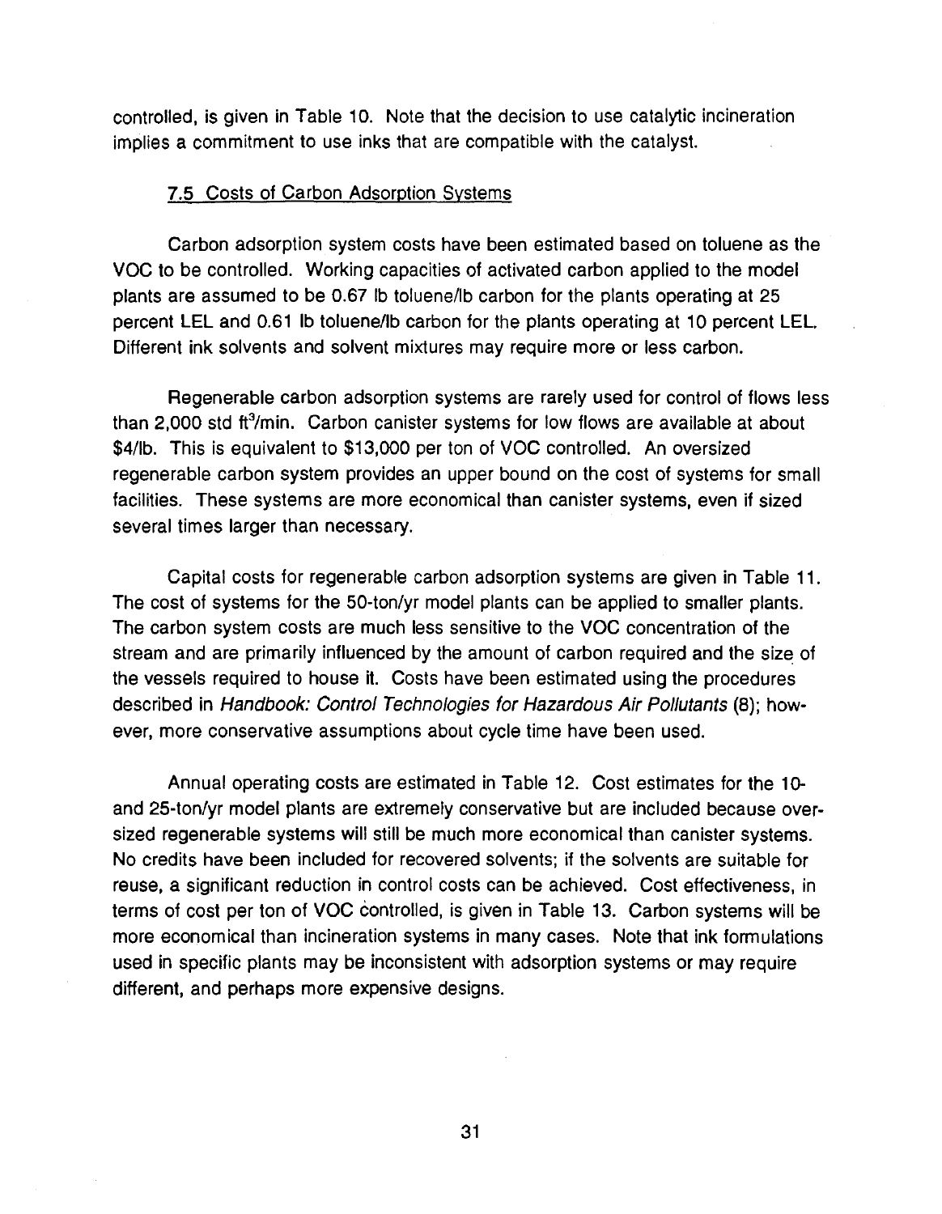controlled, is given in Table 10. Note that the decision to use catalytic incineration implies a commitment to use inks that are compatible with the catalyst.

### 7.5 Costs of Carbon Adsorption Systems

Carbon adsorption system costs have been estimated based on toluene as the VOC to be controlled. Working capacities of activated carbon applied to the model plants are assumed to be 0.67 lb toluene/lb carbon for the plants operating at 25 percent LEL and 0.61 lb toluene/lb carbon for the plants operating at 10 percent LEL. Different ink solvents and solvent mixtures may require more or less carbon.

Regenerable carbon adsorption systems are rarely used for control of flows less than 2,000 std $ft^3$/min. Carbon canister systems for low flows are available at about \$4/lb. This is equivalent to \$13,000 per ton of VOC controlled. An oversized regenerable carbon system provides an upper bound on the cost of systems for small facilities. These systems are more economical than canister systems, even if sized several times larger than necessary.

Capital costs for regenerable carbon adsorption systems are given in Table 11. The cost of systems for the 50-ton/yr model plants can be applied to smaller plants. The carbon system costs are much less sensitive to the VOC concentration of the stream and are primarily influenced by the amount of carbon required and the size of the vessels required to house it. Costs have been estimated using the procedures described in *Handbook: Control Technologies for Hazardous Air Pollutants* (8); however, more conservative assumptions about cycle time have been used.

Annual operating costs are estimated in Table 12. Cost estimates for the 10- and 25-ton/yr model plants are extremely conservative but are included because oversized regenerable systems will still be much more economical than canister systems. No credits have been included for recovered solvents; if the solvents are suitable for reuse, a significant reduction in control costs can be achieved. Cost effectiveness, in terms of cost per ton of VOC controlled, is given in Table 13. Carbon systems will be more economical than incineration systems in many cases. Note that ink formulations used in specific plants may be inconsistent with adsorption systems or may require different, and perhaps more expensive designs.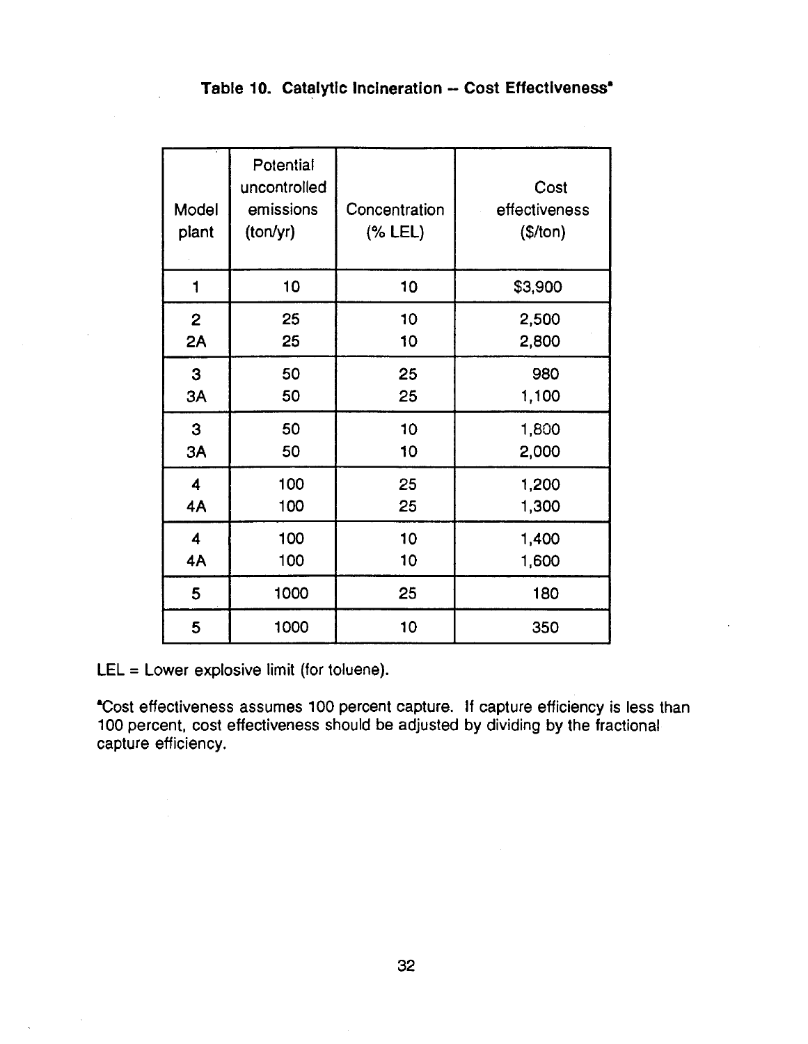**Table 10. Catalytic Incineration -- Cost Effectiveness[a]**

| Model plant | Potential uncontrolled emissions (ton/yr) | Concentration (% LEL) | Cost effectiveness ($/ton) |
|---|---|---|---|
| 1 | 10 | 10 | $3,900 |
| 2 | 25 | 10 | 2,500 |
| 2A | 25 | 10 | 2,800 |
| 3 | 50 | 25 | 980 |
| 3A | 50 | 25 | 1,100 |
| 3 | 50 | 10 | 1,800 |
| 3A | 50 | 10 | 2,000 |
| 4 | 100 | 25 | 1,200 |
| 4A | 100 | 25 | 1,300 |
| 4 | 100 | 10 | 1,400 |
| 4A | 100 | 10 | 1,600 |
| 5 | 1000 | 25 | 180 |
| 5 | 1000 | 10 | 350 |

LEL = Lower explosive limit (for toluene).

[a]Cost effectiveness assumes 100 percent capture. If capture efficiency is less than 100 percent, cost effectiveness should be adjusted by dividing by the fractional capture efficiency.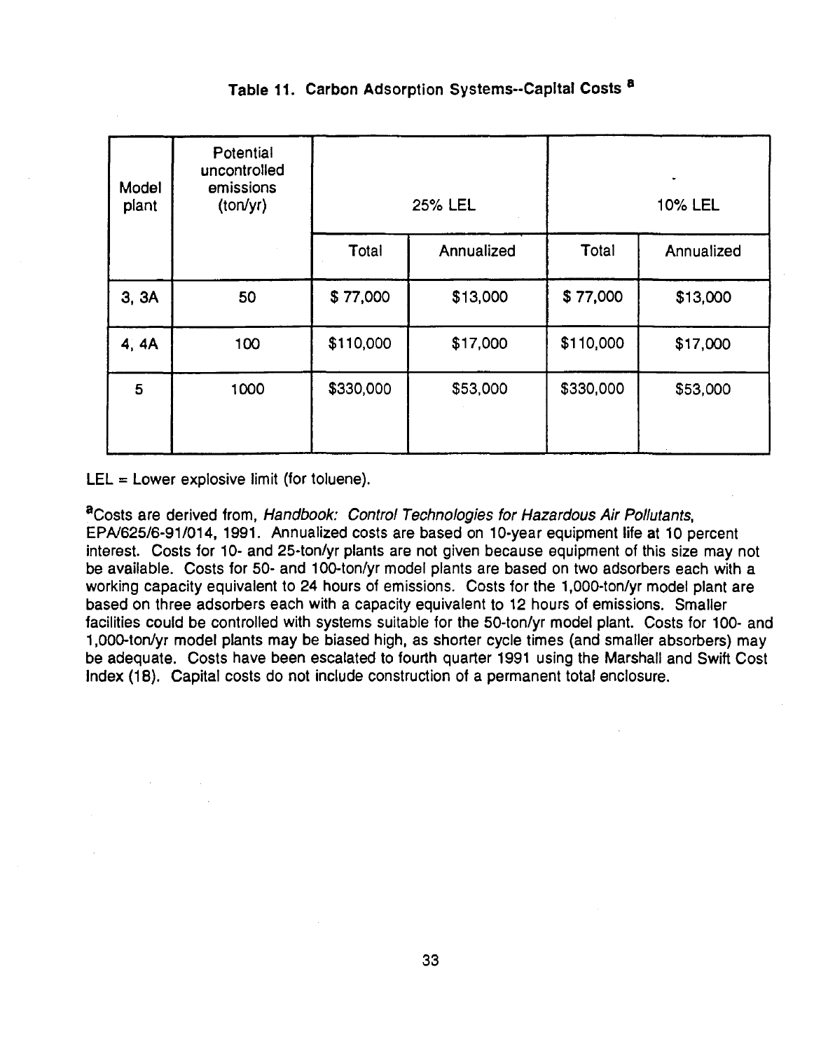### Table 11. Carbon Adsorption Systems--Capital Costs [a]

| Model plant | Potential uncontrolled emissions (ton/yr) | 25% LEL | | 10% LEL | |
|---|---|---|---|---|---|
| | | Total | Annualized | Total | Annualized |
| 3, 3A | 50 | $ 77,000 | $13,000 | $ 77,000 | $13,000 |
| 4, 4A | 100 | $110,000 | $17,000 | $110,000 | $17,000 |
| 5 | 1000 | $330,000 | $53,000 | $330,000 | $53,000 |

LEL = Lower explosive limit (for toluene).

[a]Costs are derived from, *Handbook: Control Technologies for Hazardous Air Pollutants*, EPA/625/6-91/014, 1991. Annualized costs are based on 10-year equipment life at 10 percent interest. Costs for 10- and 25-ton/yr plants are not given because equipment of this size may not be available. Costs for 50- and 100-ton/yr model plants are based on two adsorbers each with a working capacity equivalent to 24 hours of emissions. Costs for the 1,000-ton/yr model plant are based on three adsorbers each with a capacity equivalent to 12 hours of emissions. Smaller facilities could be controlled with systems suitable for the 50-ton/yr model plant. Costs for 100- and 1,000-ton/yr model plants may be biased high, as shorter cycle times (and smaller absorbers) may be adequate. Costs have been escalated to fourth quarter 1991 using the Marshall and Swift Cost Index (18). Capital costs do not include construction of a permanent total enclosure.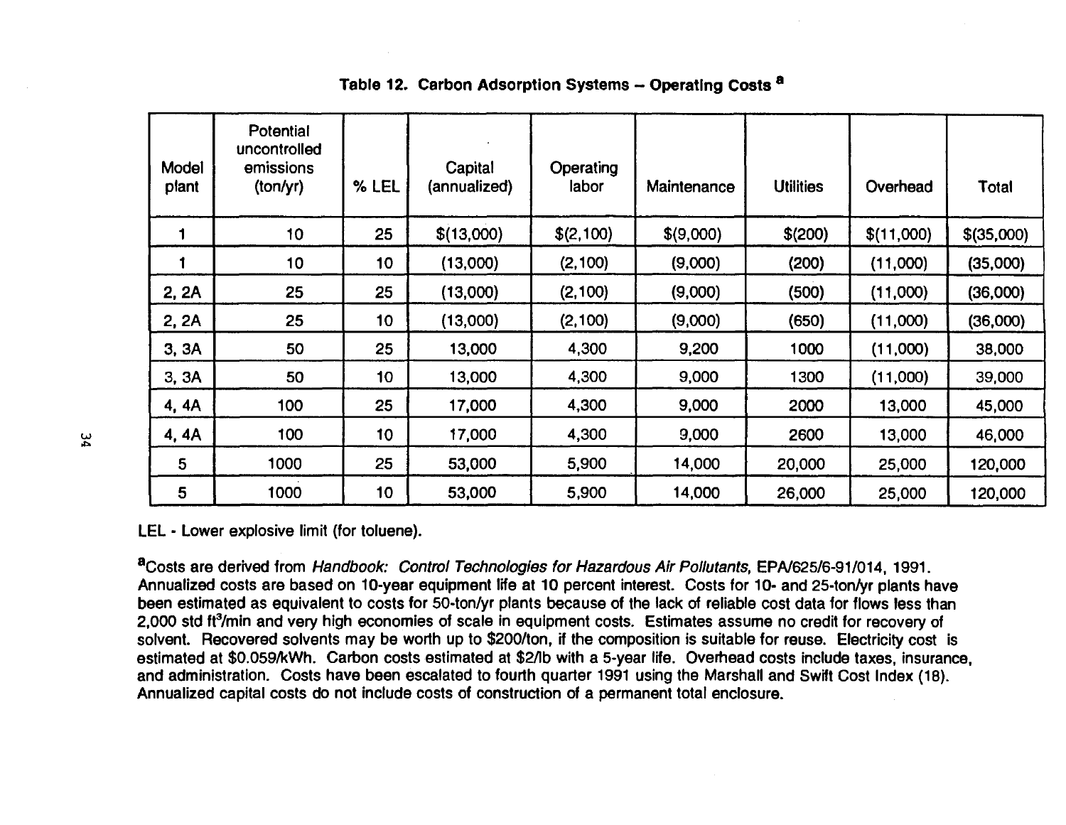**Table 12. Carbon Adsorption Systems – Operating Costs [a]**

| Model plant | Potential uncontrolled emissions (ton/yr) | % LEL | Capital (annualized) | Operating labor | Maintenance | Utilities | Overhead | Total |
|---|---|---|---|---|---|---|---|---|
| 1 | 10 | 25 | $(13,000) | $(2,100) | $(9,000) | $(200) | $(11,000) | $(35,000) |
| 1 | 10 | 10 | (13,000) | (2,100) | (9,000) | (200) | (11,000) | (35,000) |
| 2, 2A | 25 | 25 | (13,000) | (2,100) | (9,000) | (500) | (11,000) | (36,000) |
| 2, 2A | 25 | 10 | (13,000) | (2,100) | (9,000) | (650) | (11,000) | (36,000) |
| 3, 3A | 50 | 25 | 13,000 | 4,300 | 9,200 | 1000 | (11,000) | 38,000 |
| 3, 3A | 50 | 10 | 13,000 | 4,300 | 9,000 | 1300 | (11,000) | 39,000 |
| 4, 4A | 100 | 25 | 17,000 | 4,300 | 9,000 | 2000 | 13,000 | 45,000 |
| 4, 4A | 100 | 10 | 17,000 | 4,300 | 9,000 | 2600 | 13,000 | 46,000 |
| 5 | 1000 | 25 | 53,000 | 5,900 | 14,000 | 20,000 | 25,000 | 120,000 |
| 5 | 1000 | 10 | 53,000 | 5,900 | 14,000 | 26,000 | 25,000 | 120,000 |

LEL - Lower explosive limit (for toluene).

[a]Costs are derived from *Handbook: Control Technologies for Hazardous Air Pollutants*, EPA/625/6-91/014, 1991. Annualized costs are based on 10-year equipment life at 10 percent interest. Costs for 10- and 25-ton/yr plants have been estimated as equivalent to costs for 50-ton/yr plants because of the lack of reliable cost data for flows less than 2,000 std $ft^3$/min and very high economies of scale in equipment costs. Estimates assume no credit for recovery of solvent. Recovered solvents may be worth up to $200/ton, if the composition is suitable for reuse. Electricity cost is estimated at $0.059/kWh. Carbon costs estimated at $2/lb with a 5-year life. Overhead costs include taxes, insurance, and administration. Costs have been escalated to fourth quarter 1991 using the Marshall and Swift Cost Index (18). Annualized capital costs do not include costs of construction of a permanent total enclosure.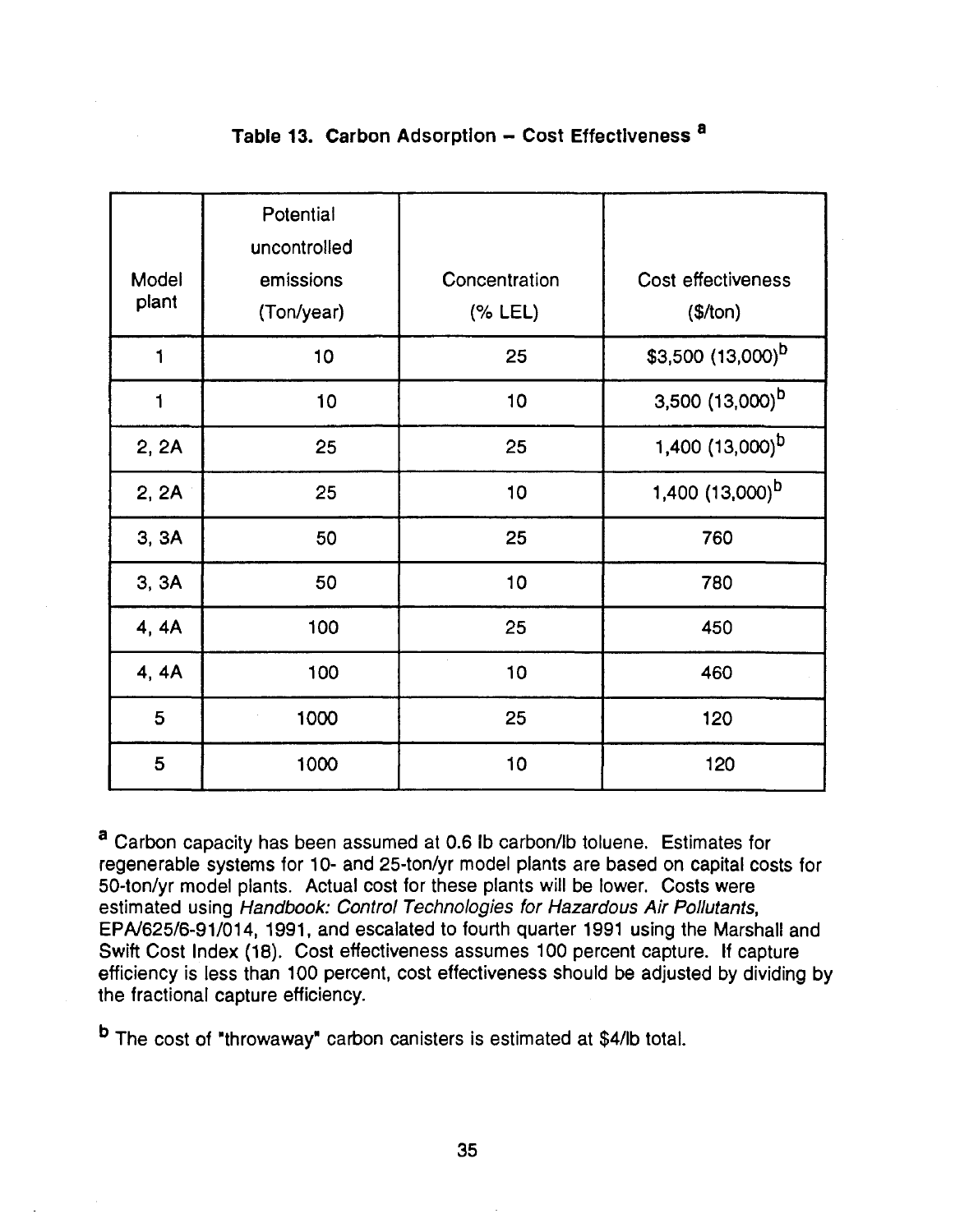### Table 13. Carbon Adsorption – Cost Effectiveness [a]

| Model plant | Potential uncontrolled emissions (Ton/year) | Concentration (% LEL) | Cost effectiveness ($/ton) |
|---|---|---|---|
| 1 | 10 | 25 | $3,500 (13,000)[b] |
| 1 | 10 | 10 | 3,500 (13,000)[b] |
| 2, 2A | 25 | 25 | 1,400 (13,000)[b] |
| 2, 2A | 25 | 10 | 1,400 (13,000)[b] |
| 3, 3A | 50 | 25 | 760 |
| 3, 3A | 50 | 10 | 780 |
| 4, 4A | 100 | 25 | 450 |
| 4, 4A | 100 | 10 | 460 |
| 5 | 1000 | 25 | 120 |
| 5 | 1000 | 10 | 120 |

[a] Carbon capacity has been assumed at 0.6 lb carbon/lb toluene. Estimates for regenerable systems for 10- and 25-ton/yr model plants are based on capital costs for 50-ton/yr model plants. Actual cost for these plants will be lower. Costs were estimated using *Handbook: Control Technologies for Hazardous Air Pollutants*, EPA/625/6-91/014, 1991, and escalated to fourth quarter 1991 using the Marshall and Swift Cost Index (18). Cost effectiveness assumes 100 percent capture. If capture efficiency is less than 100 percent, cost effectiveness should be adjusted by dividing by the fractional capture efficiency.

[b] The cost of "throwaway" carbon canisters is estimated at $4/lb total.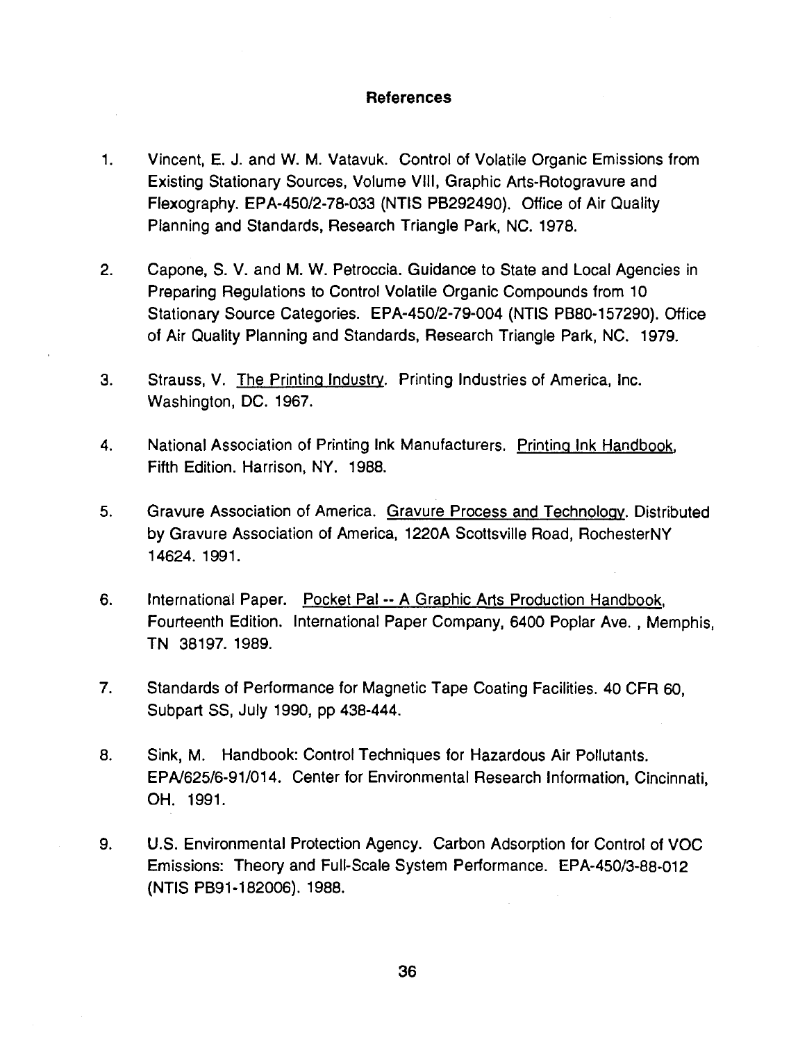## References

1. Vincent, E. J. and W. M. Vatavuk. Control of Volatile Organic Emissions from Existing Stationary Sources, Volume VIII, Graphic Arts-Rotogravure and Flexography. EPA-450/2-78-033 (NTIS PB292490). Office of Air Quality Planning and Standards, Research Triangle Park, NC. 1978.

2. Capone, S. V. and M. W. Petroccia. Guidance to State and Local Agencies in Preparing Regulations to Control Volatile Organic Compounds from 10 Stationary Source Categories. EPA-450/2-79-004 (NTIS PB80-157290). Office of Air Quality Planning and Standards, Research Triangle Park, NC. 1979.

3. Strauss, V. The Printing Industry. Printing Industries of America, Inc. Washington, DC. 1967.

4. National Association of Printing Ink Manufacturers. Printing Ink Handbook, Fifth Edition. Harrison, NY. 1988.

5. Gravure Association of America. Gravure Process and Technology. Distributed by Gravure Association of America, 1220A Scottsville Road, RochesterNY 14624. 1991.

6. International Paper. Pocket Pal -- A Graphic Arts Production Handbook, Fourteenth Edition. International Paper Company, 6400 Poplar Ave. , Memphis, TN 38197. 1989.

7. Standards of Performance for Magnetic Tape Coating Facilities. 40 CFR 60, Subpart SS, July 1990, pp 438-444.

8. Sink, M. Handbook: Control Techniques for Hazardous Air Pollutants. EPA/625/6-91/014. Center for Environmental Research Information, Cincinnati, OH. 1991.

9. U.S. Environmental Protection Agency. Carbon Adsorption for Control of VOC Emissions: Theory and Full-Scale System Performance. EPA-450/3-88-012 (NTIS PB91-182006). 1988.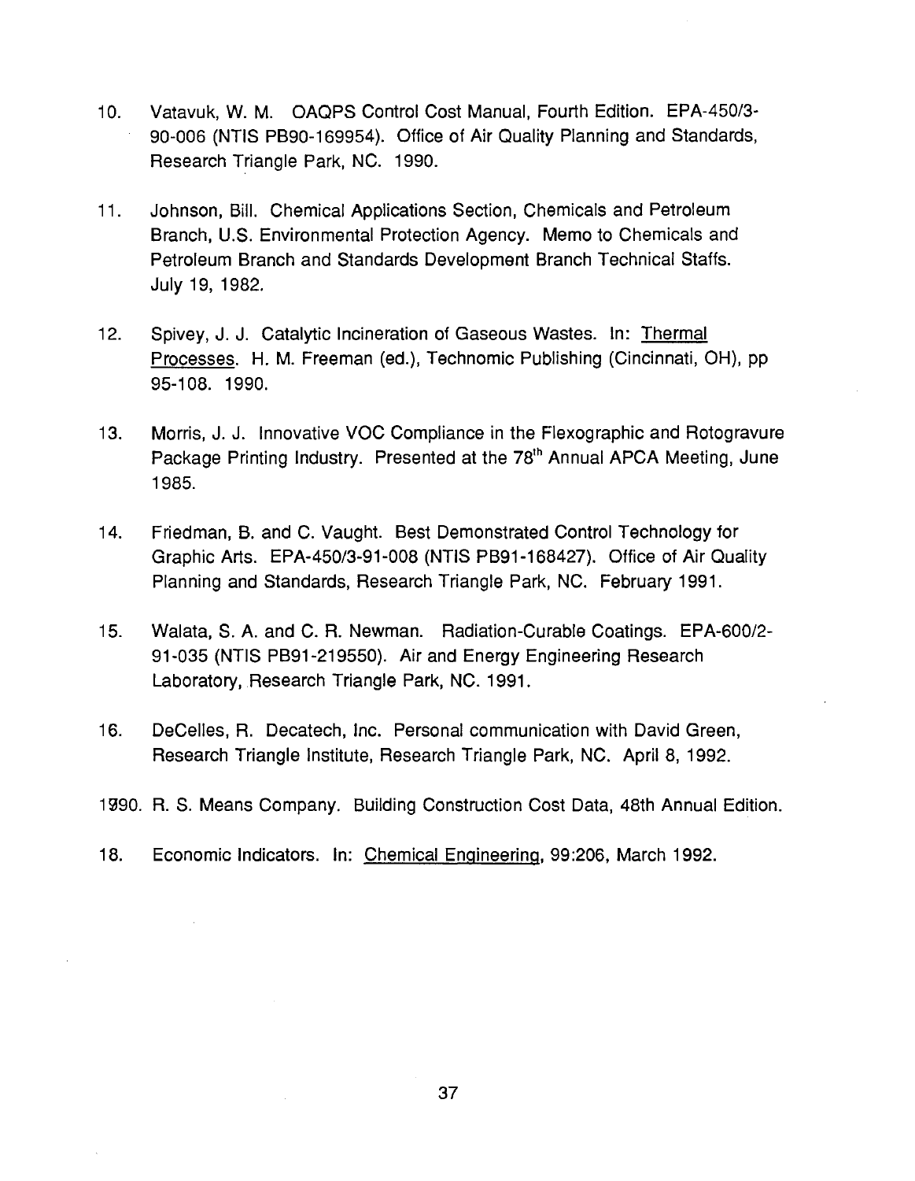10. Vatavuk, W. M. OAQPS Control Cost Manual, Fourth Edition. EPA-450/3-90-006 (NTIS PB90-169954). Office of Air Quality Planning and Standards, Research Triangle Park, NC. 1990.

11. Johnson, Bill. Chemical Applications Section, Chemicals and Petroleum Branch, U.S. Environmental Protection Agency. Memo to Chemicals and Petroleum Branch and Standards Development Branch Technical Staffs. July 19, 1982.

12. Spivey, J. J. Catalytic Incineration of Gaseous Wastes. In: Thermal Processes. H. M. Freeman (ed.), Technomic Publishing (Cincinnati, OH), pp 95-108. 1990.

13. Morris, J. J. Innovative VOC Compliance in the Flexographic and Rotogravure Package Printing Industry. Presented at the 78th Annual APCA Meeting, June 1985.

14. Friedman, B. and C. Vaught. Best Demonstrated Control Technology for Graphic Arts. EPA-450/3-91-008 (NTIS PB91-168427). Office of Air Quality Planning and Standards, Research Triangle Park, NC. February 1991.

15. Walata, S. A. and C. R. Newman. Radiation-Curable Coatings. EPA-600/2-91-035 (NTIS PB91-219550). Air and Energy Engineering Research Laboratory, Research Triangle Park, NC. 1991.

16. DeCelles, R. Decatech, Inc. Personal communication with David Green, Research Triangle Institute, Research Triangle Park, NC. April 8, 1992.

1990. R. S. Means Company. Building Construction Cost Data, 48th Annual Edition.

18. Economic Indicators. In: Chemical Engineering, 99:206, March 1992.